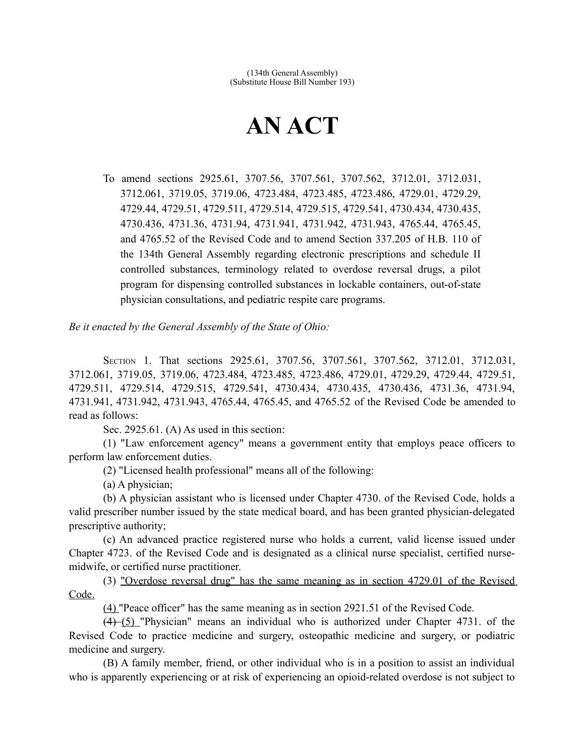(134th General Assembly)
(Substitute House Bill Number 193)

# AN ACT

To amend sections 2925.61, 3707.56, 3707.561, 3707.562, 3712.01, 3712.031, 3712.061, 3719.05, 3719.06, 4723.484, 4723.485, 4723.486, 4729.01, 4729.29, 4729.44, 4729.51, 4729.511, 4729.514, 4729.515, 4729.541, 4730.434, 4730.435, 4730.436, 4731.36, 4731.94, 4731.941, 4731.942, 4731.943, 4765.44, 4765.45, and 4765.52 of the Revised Code and to amend Section 337.205 of H.B. 110 of the 134th General Assembly regarding electronic prescriptions and schedule II controlled substances, terminology related to overdose reversal drugs, a pilot program for dispensing controlled substances in lockable containers, out-of-state physician consultations, and pediatric respite care programs.

*Be it enacted by the General Assembly of the State of Ohio:*

SECTION 1. That sections 2925.61, 3707.56, 3707.561, 3707.562, 3712.01, 3712.031, 3712.061, 3719.05, 3719.06, 4723.484, 4723.485, 4723.486, 4729.01, 4729.29, 4729.44, 4729.51, 4729.511, 4729.514, 4729.515, 4729.541, 4730.434, 4730.435, 4730.436, 4731.36, 4731.94, 4731.941, 4731.942, 4731.943, 4765.44, 4765.45, and 4765.52 of the Revised Code be amended to read as follows:

Sec. 2925.61. (A) As used in this section:

(1) "Law enforcement agency" means a government entity that employs peace officers to perform law enforcement duties.

(2) "Licensed health professional" means all of the following:

(a) A physician;

(b) A physician assistant who is licensed under Chapter 4730. of the Revised Code, holds a valid prescriber number issued by the state medical board, and has been granted physician-delegated prescriptive authority;

(c) An advanced practice registered nurse who holds a current, valid license issued under Chapter 4723. of the Revised Code and is designated as a clinical nurse specialist, certified nurse-midwife, or certified nurse practitioner.

(3) <u>"Overdose reversal drug" has the same meaning as in section 4729.01 of the Revised Code.</u>

<u>(4)</u> "Peace officer" has the same meaning as in section 2921.51 of the Revised Code.

~~(4)~~ <u>(5)</u> "Physician" means an individual who is authorized under Chapter 4731. of the Revised Code to practice medicine and surgery, osteopathic medicine and surgery, or podiatric medicine and surgery.

(B) A family member, friend, or other individual who is in a position to assist an individual who is apparently experiencing or at risk of experiencing an opioid-related overdose is not subject to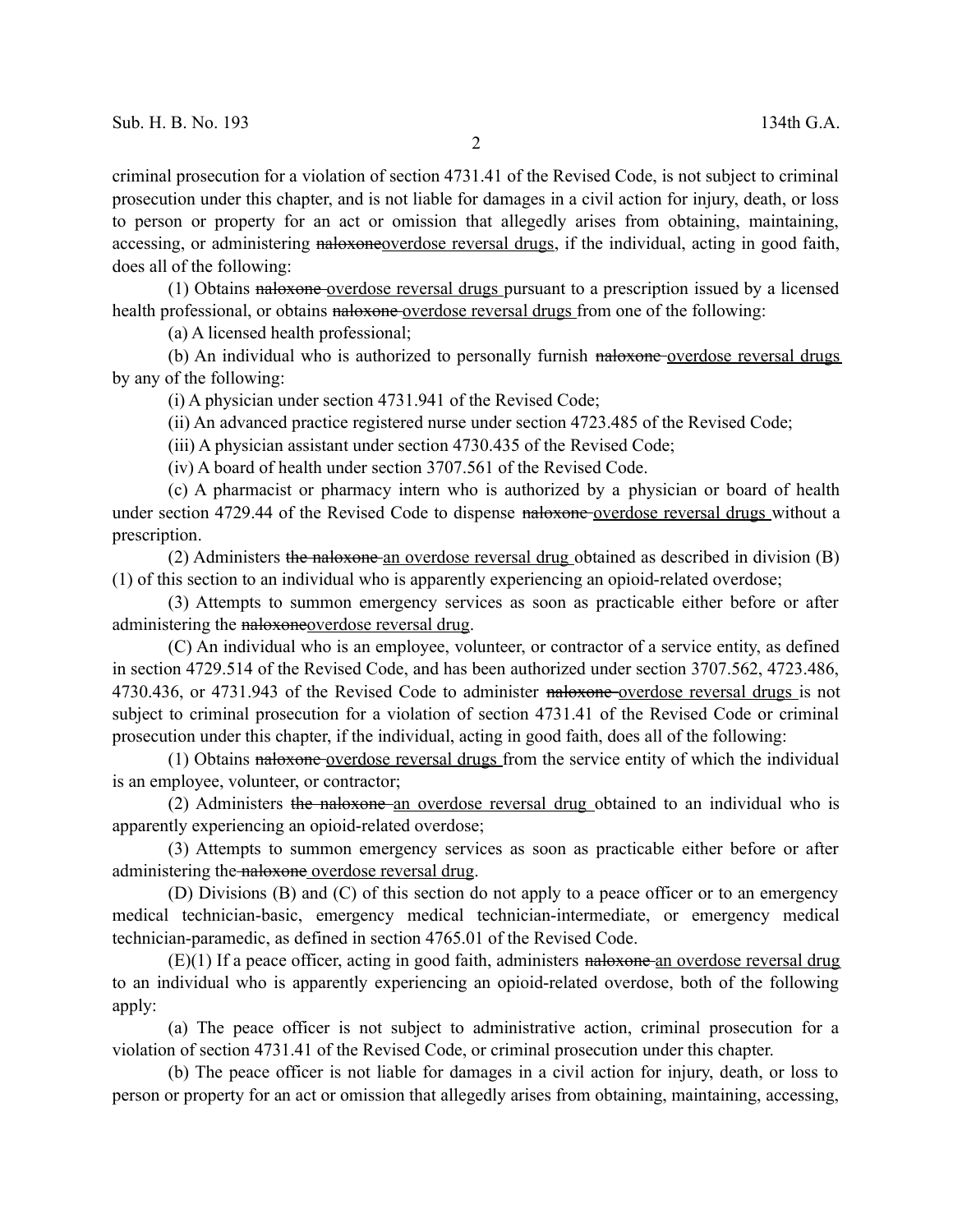criminal prosecution for a violation of section 4731.41 of the Revised Code, is not subject to criminal prosecution under this chapter, and is not liable for damages in a civil action for injury, death, or loss to person or property for an act or omission that allegedly arises from obtaining, maintaining, accessing, or administering ~~naloxone~~<u>overdose reversal drugs</u>, if the individual, acting in good faith, does all of the following:

(1) Obtains ~~naloxone~~ <u>overdose reversal drugs</u> pursuant to a prescription issued by a licensed health professional, or obtains ~~naloxone~~ <u>overdose reversal drugs</u> from one of the following:

(a) A licensed health professional;

(b) An individual who is authorized to personally furnish ~~naloxone~~ <u>overdose reversal drugs</u> by any of the following:

(i) A physician under section 4731.941 of the Revised Code;

(ii) An advanced practice registered nurse under section 4723.485 of the Revised Code;

(iii) A physician assistant under section 4730.435 of the Revised Code;

(iv) A board of health under section 3707.561 of the Revised Code.

(c) A pharmacist or pharmacy intern who is authorized by a physician or board of health under section 4729.44 of the Revised Code to dispense ~~naloxone~~ <u>overdose reversal drugs</u> without a prescription.

(2) Administers ~~the naloxone~~ <u>an overdose reversal drug</u> obtained as described in division (B)(1) of this section to an individual who is apparently experiencing an opioid-related overdose;

(3) Attempts to summon emergency services as soon as practicable either before or after administering the ~~naloxone~~<u>overdose reversal drug</u>.

(C) An individual who is an employee, volunteer, or contractor of a service entity, as defined in section 4729.514 of the Revised Code, and has been authorized under section 3707.562, 4723.486, 4730.436, or 4731.943 of the Revised Code to administer ~~naloxone~~ <u>overdose reversal drugs</u> is not subject to criminal prosecution for a violation of section 4731.41 of the Revised Code or criminal prosecution under this chapter, if the individual, acting in good faith, does all of the following:

(1) Obtains ~~naloxone~~ <u>overdose reversal drugs</u> from the service entity of which the individual is an employee, volunteer, or contractor;

(2) Administers ~~the naloxone~~ <u>an overdose reversal drug</u> obtained to an individual who is apparently experiencing an opioid-related overdose;

(3) Attempts to summon emergency services as soon as practicable either before or after administering the ~~naloxone~~ <u>overdose reversal drug</u>.

(D) Divisions (B) and (C) of this section do not apply to a peace officer or to an emergency medical technician-basic, emergency medical technician-intermediate, or emergency medical technician-paramedic, as defined in section 4765.01 of the Revised Code.

(E)(1) If a peace officer, acting in good faith, administers ~~naloxone~~ <u>an overdose reversal drug</u> to an individual who is apparently experiencing an opioid-related overdose, both of the following apply:

(a) The peace officer is not subject to administrative action, criminal prosecution for a violation of section 4731.41 of the Revised Code, or criminal prosecution under this chapter.

(b) The peace officer is not liable for damages in a civil action for injury, death, or loss to person or property for an act or omission that allegedly arises from obtaining, maintaining, accessing,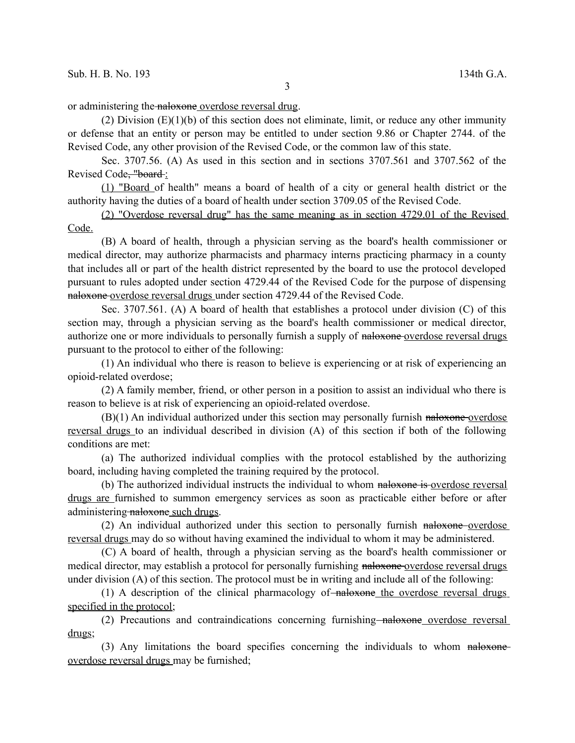or administering the ~~naloxone~~ <u>overdose reversal drug</u>.

(2) Division (E)(1)(b) of this section does not eliminate, limit, or reduce any other immunity or defense that an entity or person may be entitled to under section 9.86 or Chapter 2744. of the Revised Code, any other provision of the Revised Code, or the common law of this state.

Sec. 3707.56. (A) As used in this section and in sections 3707.561 and 3707.562 of the Revised Code~~, "board~~ <u>:</u>

<u>(1) "Board</u> of health" means a board of health of a city or general health district or the authority having the duties of a board of health under section 3709.05 of the Revised Code.

<u>(2) "Overdose reversal drug" has the same meaning as in section 4729.01 of the Revised Code.</u>

(B) A board of health, through a physician serving as the board's health commissioner or medical director, may authorize pharmacists and pharmacy interns practicing pharmacy in a county that includes all or part of the health district represented by the board to use the protocol developed pursuant to rules adopted under section 4729.44 of the Revised Code for the purpose of dispensing ~~naloxone~~ <u>overdose reversal drugs</u> under section 4729.44 of the Revised Code.

Sec. 3707.561. (A) A board of health that establishes a protocol under division (C) of this section may, through a physician serving as the board's health commissioner or medical director, authorize one or more individuals to personally furnish a supply of ~~naloxone~~ <u>overdose reversal drugs</u> pursuant to the protocol to either of the following:

(1) An individual who there is reason to believe is experiencing or at risk of experiencing an opioid-related overdose;

(2) A family member, friend, or other person in a position to assist an individual who there is reason to believe is at risk of experiencing an opioid-related overdose.

(B)(1) An individual authorized under this section may personally furnish ~~naloxone~~ <u>overdose reversal drugs</u> to an individual described in division (A) of this section if both of the following conditions are met:

(a) The authorized individual complies with the protocol established by the authorizing board, including having completed the training required by the protocol.

(b) The authorized individual instructs the individual to whom ~~naloxone is~~ <u>overdose reversal drugs are</u> furnished to summon emergency services as soon as practicable either before or after administering ~~naloxone~~ <u>such drugs</u>.

(2) An individual authorized under this section to personally furnish ~~naloxone~~ <u>overdose reversal drugs</u> may do so without having examined the individual to whom it may be administered.

(C) A board of health, through a physician serving as the board's health commissioner or medical director, may establish a protocol for personally furnishing ~~naloxone~~ <u>overdose reversal drugs</u> under division (A) of this section. The protocol must be in writing and include all of the following:

(1) A description of the clinical pharmacology of ~~naloxone~~ <u>the overdose reversal drugs specified in the protocol</u>;

(2) Precautions and contraindications concerning furnishing ~~naloxone~~ <u>overdose reversal drugs</u>;

(3) Any limitations the board specifies concerning the individuals to whom ~~naloxone~~ <u>overdose reversal drugs</u> may be furnished;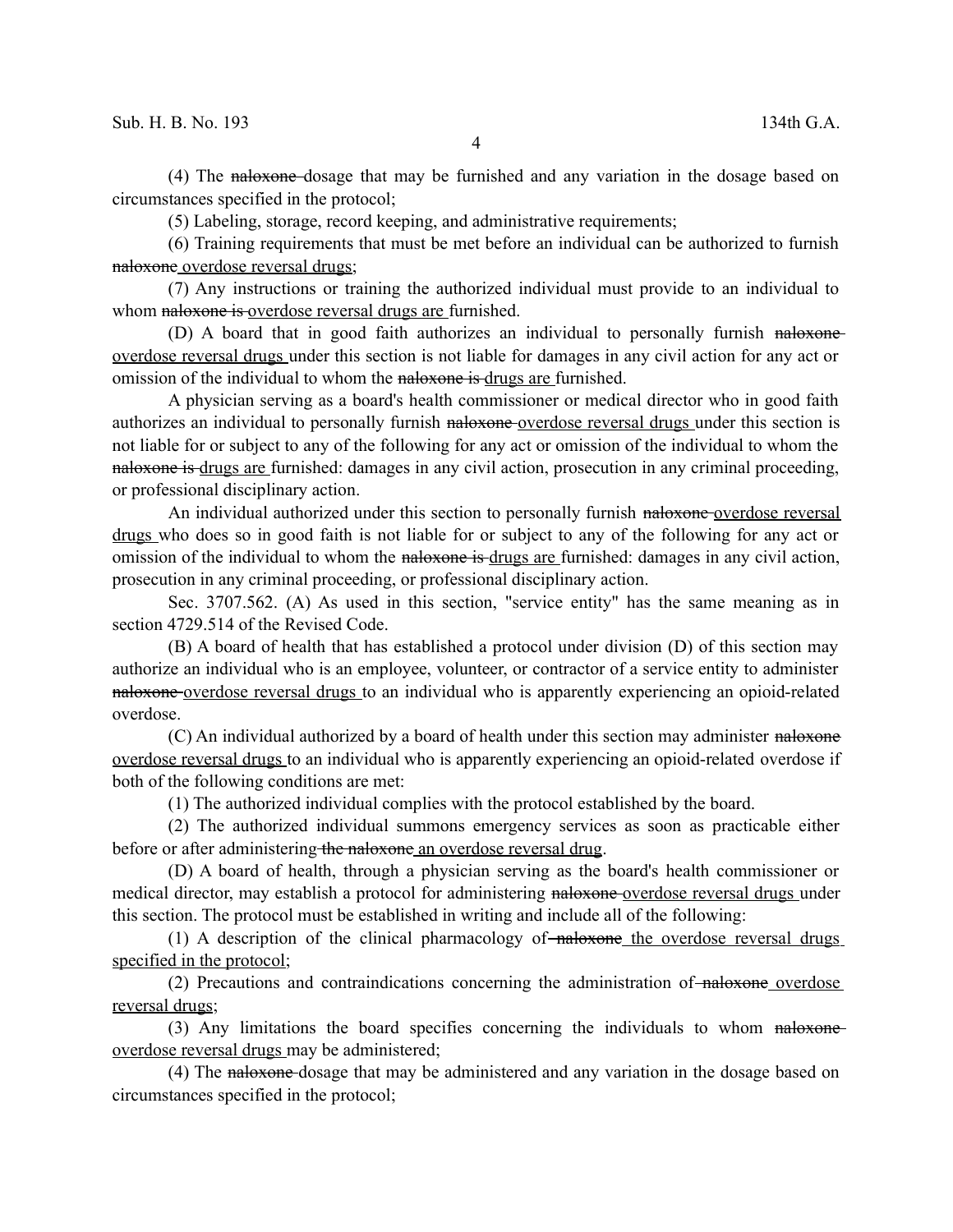(4) The ~~naloxone~~ dosage that may be furnished and any variation in the dosage based on circumstances specified in the protocol;

(5) Labeling, storage, record keeping, and administrative requirements;

(6) Training requirements that must be met before an individual can be authorized to furnish ~~naloxone~~ <u>overdose reversal drugs</u>;

(7) Any instructions or training the authorized individual must provide to an individual to whom ~~naloxone is~~ <u>overdose reversal drugs are</u> furnished.

(D) A board that in good faith authorizes an individual to personally furnish ~~naloxone~~ <u>overdose reversal drugs</u> under this section is not liable for damages in any civil action for any act or omission of the individual to whom the ~~naloxone is~~ <u>drugs are</u> furnished.

A physician serving as a board's health commissioner or medical director who in good faith authorizes an individual to personally furnish ~~naloxone~~ <u>overdose reversal drugs</u> under this section is not liable for or subject to any of the following for any act or omission of the individual to whom the ~~naloxone is~~ <u>drugs are</u> furnished: damages in any civil action, prosecution in any criminal proceeding, or professional disciplinary action.

An individual authorized under this section to personally furnish ~~naloxone~~ <u>overdose reversal drugs</u> who does so in good faith is not liable for or subject to any of the following for any act or omission of the individual to whom the ~~naloxone is~~ <u>drugs are</u> furnished: damages in any civil action, prosecution in any criminal proceeding, or professional disciplinary action.

Sec. 3707.562. (A) As used in this section, "service entity" has the same meaning as in section 4729.514 of the Revised Code.

(B) A board of health that has established a protocol under division (D) of this section may authorize an individual who is an employee, volunteer, or contractor of a service entity to administer ~~naloxone~~ <u>overdose reversal drugs</u> to an individual who is apparently experiencing an opioid-related overdose.

(C) An individual authorized by a board of health under this section may administer ~~naloxone~~ <u>overdose reversal drugs</u> to an individual who is apparently experiencing an opioid-related overdose if both of the following conditions are met:

(1) The authorized individual complies with the protocol established by the board.

(2) The authorized individual summons emergency services as soon as practicable either before or after administering ~~the naloxone~~ <u>an overdose reversal drug</u>.

(D) A board of health, through a physician serving as the board's health commissioner or medical director, may establish a protocol for administering ~~naloxone~~ <u>overdose reversal drugs</u> under this section. The protocol must be established in writing and include all of the following:

(1) A description of the clinical pharmacology of ~~naloxone~~ <u>the overdose reversal drugs specified in the protocol</u>;

(2) Precautions and contraindications concerning the administration of ~~naloxone~~ <u>overdose reversal drugs</u>;

(3) Any limitations the board specifies concerning the individuals to whom ~~naloxone~~ <u>overdose reversal drugs</u> may be administered;

(4) The ~~naloxone~~ dosage that may be administered and any variation in the dosage based on circumstances specified in the protocol;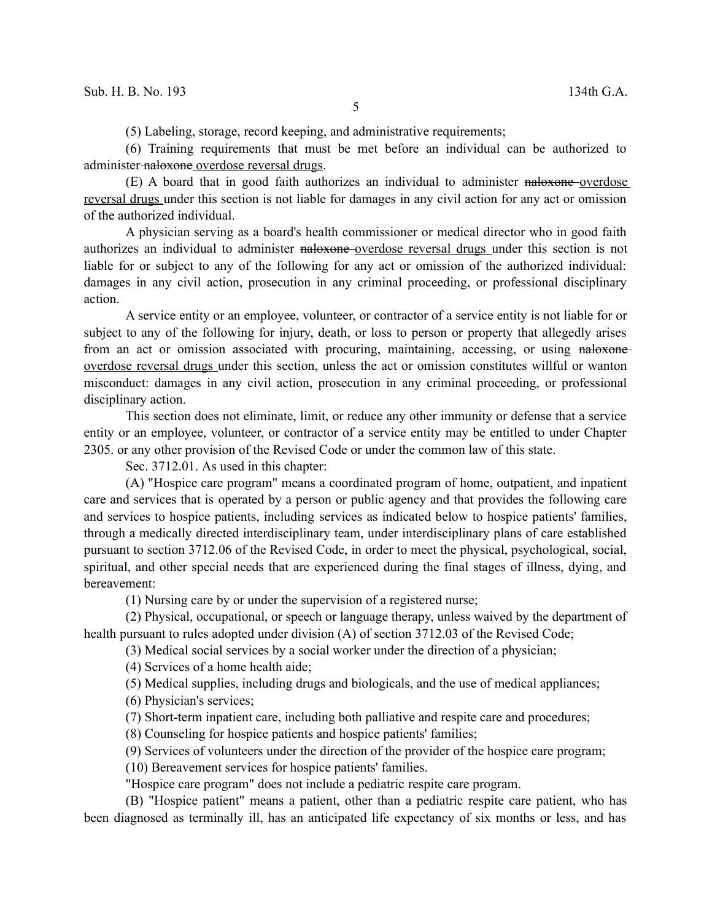(5) Labeling, storage, record keeping, and administrative requirements;

(6) Training requirements that must be met before an individual can be authorized to administer ~~naloxone~~ overdose reversal drugs.

(E) A board that in good faith authorizes an individual to administer ~~naloxone~~ overdose reversal drugs under this section is not liable for damages in any civil action for any act or omission of the authorized individual.

A physician serving as a board's health commissioner or medical director who in good faith authorizes an individual to administer ~~naloxone~~ overdose reversal drugs under this section is not liable for or subject to any of the following for any act or omission of the authorized individual: damages in any civil action, prosecution in any criminal proceeding, or professional disciplinary action.

A service entity or an employee, volunteer, or contractor of a service entity is not liable for or subject to any of the following for injury, death, or loss to person or property that allegedly arises from an act or omission associated with procuring, maintaining, accessing, or using ~~naloxone~~ overdose reversal drugs under this section, unless the act or omission constitutes willful or wanton misconduct: damages in any civil action, prosecution in any criminal proceeding, or professional disciplinary action.

This section does not eliminate, limit, or reduce any other immunity or defense that a service entity or an employee, volunteer, or contractor of a service entity may be entitled to under Chapter 2305. or any other provision of the Revised Code or under the common law of this state.

Sec. 3712.01. As used in this chapter:

(A) "Hospice care program" means a coordinated program of home, outpatient, and inpatient care and services that is operated by a person or public agency and that provides the following care and services to hospice patients, including services as indicated below to hospice patients' families, through a medically directed interdisciplinary team, under interdisciplinary plans of care established pursuant to section 3712.06 of the Revised Code, in order to meet the physical, psychological, social, spiritual, and other special needs that are experienced during the final stages of illness, dying, and bereavement:

(1) Nursing care by or under the supervision of a registered nurse;

(2) Physical, occupational, or speech or language therapy, unless waived by the department of health pursuant to rules adopted under division (A) of section 3712.03 of the Revised Code;

(3) Medical social services by a social worker under the direction of a physician;

(4) Services of a home health aide;

(5) Medical supplies, including drugs and biologicals, and the use of medical appliances;

(6) Physician's services;

(7) Short-term inpatient care, including both palliative and respite care and procedures;

(8) Counseling for hospice patients and hospice patients' families;

(9) Services of volunteers under the direction of the provider of the hospice care program;

(10) Bereavement services for hospice patients' families.

"Hospice care program" does not include a pediatric respite care program.

(B) "Hospice patient" means a patient, other than a pediatric respite care patient, who has been diagnosed as terminally ill, has an anticipated life expectancy of six months or less, and has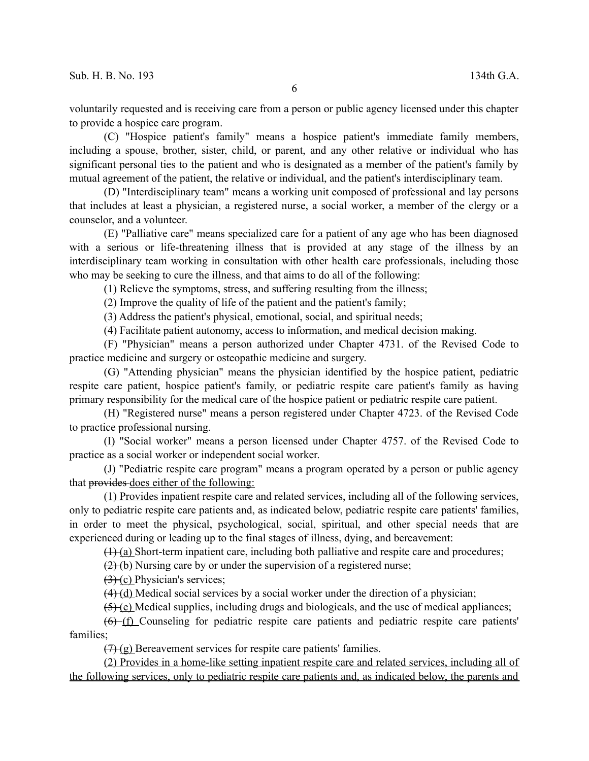voluntarily requested and is receiving care from a person or public agency licensed under this chapter to provide a hospice care program.

(C) "Hospice patient's family" means a hospice patient's immediate family members, including a spouse, brother, sister, child, or parent, and any other relative or individual who has significant personal ties to the patient and who is designated as a member of the patient's family by mutual agreement of the patient, the relative or individual, and the patient's interdisciplinary team.

(D) "Interdisciplinary team" means a working unit composed of professional and lay persons that includes at least a physician, a registered nurse, a social worker, a member of the clergy or a counselor, and a volunteer.

(E) "Palliative care" means specialized care for a patient of any age who has been diagnosed with a serious or life-threatening illness that is provided at any stage of the illness by an interdisciplinary team working in consultation with other health care professionals, including those who may be seeking to cure the illness, and that aims to do all of the following:

(1) Relieve the symptoms, stress, and suffering resulting from the illness;

(2) Improve the quality of life of the patient and the patient's family;

(3) Address the patient's physical, emotional, social, and spiritual needs;

(4) Facilitate patient autonomy, access to information, and medical decision making.

(F) "Physician" means a person authorized under Chapter 4731. of the Revised Code to practice medicine and surgery or osteopathic medicine and surgery.

(G) "Attending physician" means the physician identified by the hospice patient, pediatric respite care patient, hospice patient's family, or pediatric respite care patient's family as having primary responsibility for the medical care of the hospice patient or pediatric respite care patient.

(H) "Registered nurse" means a person registered under Chapter 4723. of the Revised Code to practice professional nursing.

(I) "Social worker" means a person licensed under Chapter 4757. of the Revised Code to practice as a social worker or independent social worker.

(J) "Pediatric respite care program" means a program operated by a person or public agency that ~~provides~~ <u>does either of the following:</u>

<u>(1) Provides</u> inpatient respite care and related services, including all of the following services, only to pediatric respite care patients and, as indicated below, pediatric respite care patients' families, in order to meet the physical, psychological, social, spiritual, and other special needs that are experienced during or leading up to the final stages of illness, dying, and bereavement:

~~(1)~~ <u>(a)</u> Short-term inpatient care, including both palliative and respite care and procedures;

~~(2)~~ <u>(b)</u> Nursing care by or under the supervision of a registered nurse;

~~(3)~~ <u>(c)</u> Physician's services;

~~(4)~~ <u>(d)</u> Medical social services by a social worker under the direction of a physician;

~~(5)~~ <u>(e)</u> Medical supplies, including drugs and biologicals, and the use of medical appliances;

~~(6)~~ <u>(f)</u> Counseling for pediatric respite care patients and pediatric respite care patients' families;

~~(7)~~ <u>(g)</u> Bereavement services for respite care patients' families.

<u>(2) Provides in a home-like setting inpatient respite care and related services, including all of the following services, only to pediatric respite care patients and, as indicated below, the parents and</u>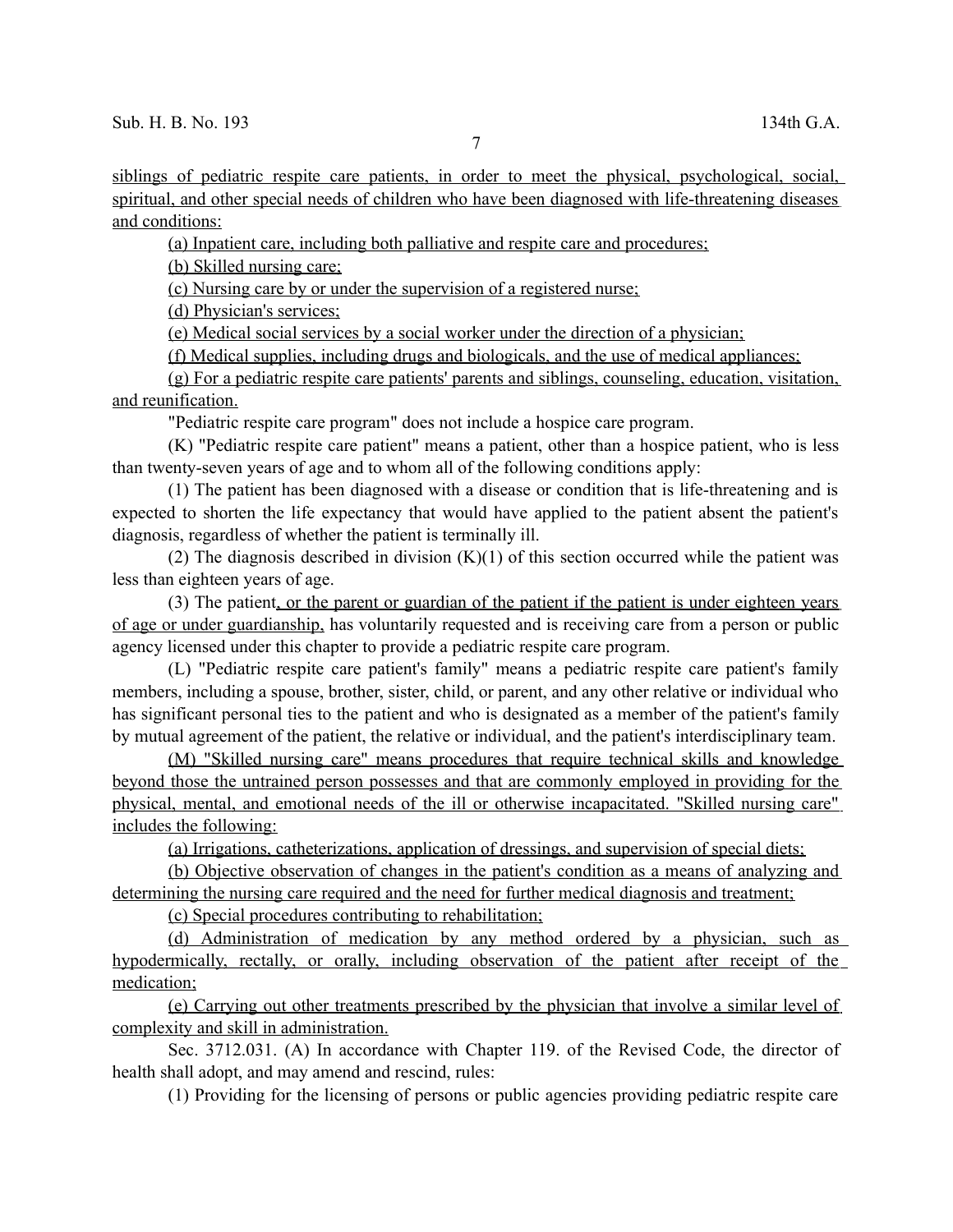siblings of pediatric respite care patients, in order to meet the physical, psychological, social, spiritual, and other special needs of children who have been diagnosed with life-threatening diseases and conditions:

(a) Inpatient care, including both palliative and respite care and procedures;

(b) Skilled nursing care;

(c) Nursing care by or under the supervision of a registered nurse;

(d) Physician's services;

(e) Medical social services by a social worker under the direction of a physician;

(f) Medical supplies, including drugs and biologicals, and the use of medical appliances;

(g) For a pediatric respite care patients' parents and siblings, counseling, education, visitation, and reunification.

"Pediatric respite care program" does not include a hospice care program.

(K) "Pediatric respite care patient" means a patient, other than a hospice patient, who is less than twenty-seven years of age and to whom all of the following conditions apply:

(1) The patient has been diagnosed with a disease or condition that is life-threatening and is expected to shorten the life expectancy that would have applied to the patient absent the patient's diagnosis, regardless of whether the patient is terminally ill.

(2) The diagnosis described in division (K)(1) of this section occurred while the patient was less than eighteen years of age.

(3) The patient, or the parent or guardian of the patient if the patient is under eighteen years of age or under guardianship, has voluntarily requested and is receiving care from a person or public agency licensed under this chapter to provide a pediatric respite care program.

(L) "Pediatric respite care patient's family" means a pediatric respite care patient's family members, including a spouse, brother, sister, child, or parent, and any other relative or individual who has significant personal ties to the patient and who is designated as a member of the patient's family by mutual agreement of the patient, the relative or individual, and the patient's interdisciplinary team.

(M) "Skilled nursing care" means procedures that require technical skills and knowledge beyond those the untrained person possesses and that are commonly employed in providing for the physical, mental, and emotional needs of the ill or otherwise incapacitated. "Skilled nursing care" includes the following:

(a) Irrigations, catheterizations, application of dressings, and supervision of special diets;

(b) Objective observation of changes in the patient's condition as a means of analyzing and determining the nursing care required and the need for further medical diagnosis and treatment;

(c) Special procedures contributing to rehabilitation;

(d) Administration of medication by any method ordered by a physician, such as hypodermically, rectally, or orally, including observation of the patient after receipt of the medication;

(e) Carrying out other treatments prescribed by the physician that involve a similar level of complexity and skill in administration.

Sec. 3712.031. (A) In accordance with Chapter 119. of the Revised Code, the director of health shall adopt, and may amend and rescind, rules:

(1) Providing for the licensing of persons or public agencies providing pediatric respite care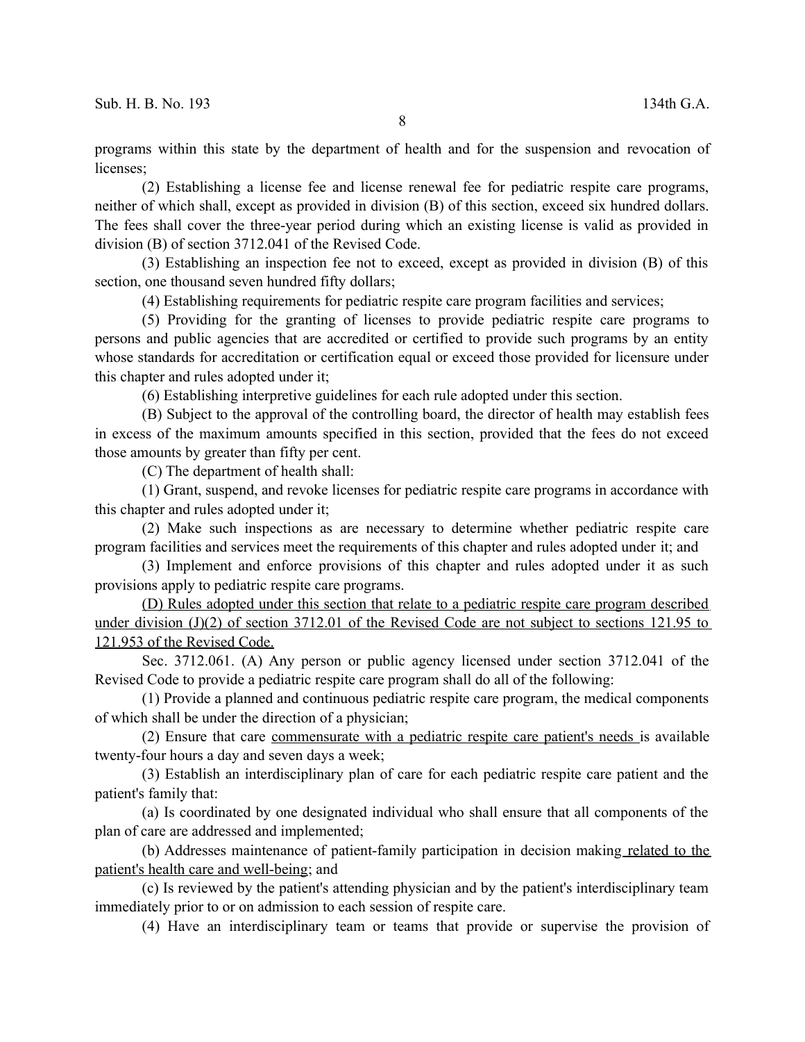programs within this state by the department of health and for the suspension and revocation of licenses;

(2) Establishing a license fee and license renewal fee for pediatric respite care programs, neither of which shall, except as provided in division (B) of this section, exceed six hundred dollars. The fees shall cover the three-year period during which an existing license is valid as provided in division (B) of section 3712.041 of the Revised Code.

(3) Establishing an inspection fee not to exceed, except as provided in division (B) of this section, one thousand seven hundred fifty dollars;

(4) Establishing requirements for pediatric respite care program facilities and services;

(5) Providing for the granting of licenses to provide pediatric respite care programs to persons and public agencies that are accredited or certified to provide such programs by an entity whose standards for accreditation or certification equal or exceed those provided for licensure under this chapter and rules adopted under it;

(6) Establishing interpretive guidelines for each rule adopted under this section.

(B) Subject to the approval of the controlling board, the director of health may establish fees in excess of the maximum amounts specified in this section, provided that the fees do not exceed those amounts by greater than fifty per cent.

(C) The department of health shall:

(1) Grant, suspend, and revoke licenses for pediatric respite care programs in accordance with this chapter and rules adopted under it;

(2) Make such inspections as are necessary to determine whether pediatric respite care program facilities and services meet the requirements of this chapter and rules adopted under it; and

(3) Implement and enforce provisions of this chapter and rules adopted under it as such provisions apply to pediatric respite care programs.

<u>(D) Rules adopted under this section that relate to a pediatric respite care program described under division (J)(2) of section 3712.01 of the Revised Code are not subject to sections 121.95 to 121.953 of the Revised Code.</u>

Sec. 3712.061. (A) Any person or public agency licensed under section 3712.041 of the Revised Code to provide a pediatric respite care program shall do all of the following:

(1) Provide a planned and continuous pediatric respite care program, the medical components of which shall be under the direction of a physician;

(2) Ensure that care <u>commensurate with a pediatric respite care patient's needs</u> is available twenty-four hours a day and seven days a week;

(3) Establish an interdisciplinary plan of care for each pediatric respite care patient and the patient's family that:

(a) Is coordinated by one designated individual who shall ensure that all components of the plan of care are addressed and implemented;

(b) Addresses maintenance of patient-family participation in decision making<u> related to the patient's health care and well-being</u>; and

(c) Is reviewed by the patient's attending physician and by the patient's interdisciplinary team immediately prior to or on admission to each session of respite care.

(4) Have an interdisciplinary team or teams that provide or supervise the provision of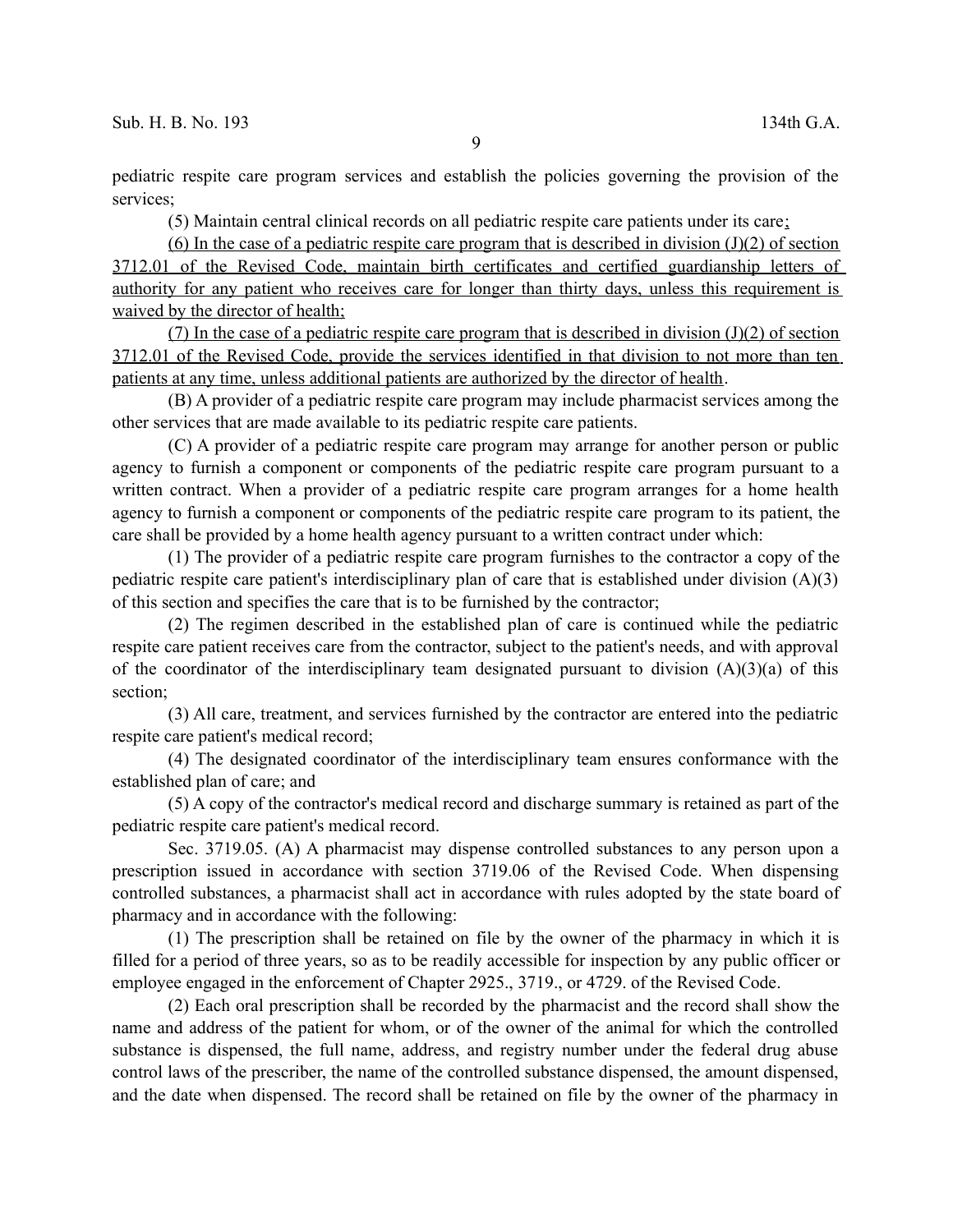pediatric respite care program services and establish the policies governing the provision of the services;

(5) Maintain central clinical records on all pediatric respite care patients under its care;

(6) In the case of a pediatric respite care program that is described in division (J)(2) of section 3712.01 of the Revised Code, maintain birth certificates and certified guardianship letters of authority for any patient who receives care for longer than thirty days, unless this requirement is waived by the director of health;

(7) In the case of a pediatric respite care program that is described in division (J)(2) of section 3712.01 of the Revised Code, provide the services identified in that division to not more than ten patients at any time, unless additional patients are authorized by the director of health.

(B) A provider of a pediatric respite care program may include pharmacist services among the other services that are made available to its pediatric respite care patients.

(C) A provider of a pediatric respite care program may arrange for another person or public agency to furnish a component or components of the pediatric respite care program pursuant to a written contract. When a provider of a pediatric respite care program arranges for a home health agency to furnish a component or components of the pediatric respite care program to its patient, the care shall be provided by a home health agency pursuant to a written contract under which:

(1) The provider of a pediatric respite care program furnishes to the contractor a copy of the pediatric respite care patient's interdisciplinary plan of care that is established under division (A)(3) of this section and specifies the care that is to be furnished by the contractor;

(2) The regimen described in the established plan of care is continued while the pediatric respite care patient receives care from the contractor, subject to the patient's needs, and with approval of the coordinator of the interdisciplinary team designated pursuant to division (A)(3)(a) of this section;

(3) All care, treatment, and services furnished by the contractor are entered into the pediatric respite care patient's medical record;

(4) The designated coordinator of the interdisciplinary team ensures conformance with the established plan of care; and

(5) A copy of the contractor's medical record and discharge summary is retained as part of the pediatric respite care patient's medical record.

Sec. 3719.05. (A) A pharmacist may dispense controlled substances to any person upon a prescription issued in accordance with section 3719.06 of the Revised Code. When dispensing controlled substances, a pharmacist shall act in accordance with rules adopted by the state board of pharmacy and in accordance with the following:

(1) The prescription shall be retained on file by the owner of the pharmacy in which it is filled for a period of three years, so as to be readily accessible for inspection by any public officer or employee engaged in the enforcement of Chapter 2925., 3719., or 4729. of the Revised Code.

(2) Each oral prescription shall be recorded by the pharmacist and the record shall show the name and address of the patient for whom, or of the owner of the animal for which the controlled substance is dispensed, the full name, address, and registry number under the federal drug abuse control laws of the prescriber, the name of the controlled substance dispensed, the amount dispensed, and the date when dispensed. The record shall be retained on file by the owner of the pharmacy in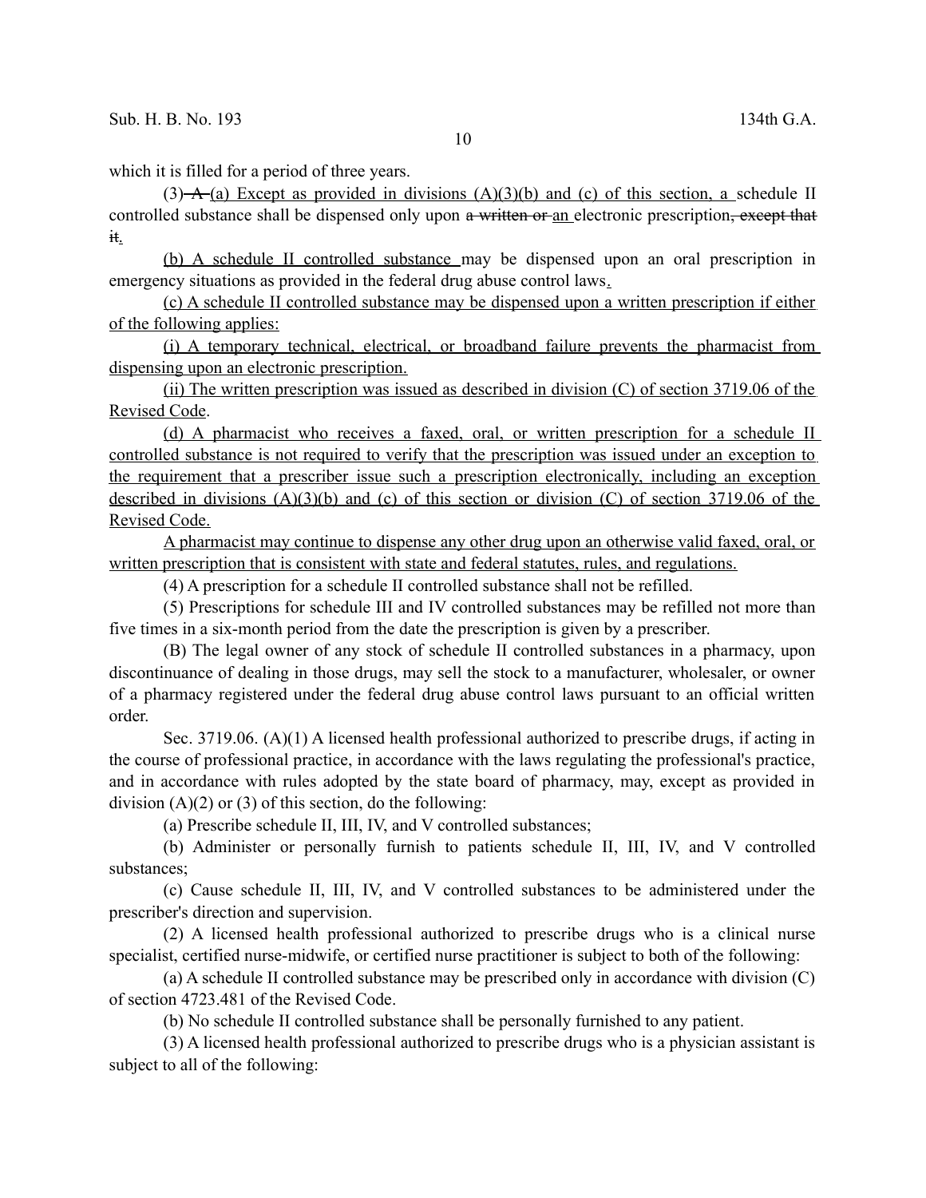which it is filled for a period of three years.

(3) ~~A~~ <u>(a) Except as provided in divisions (A)(3)(b) and (c) of this section, a</u> schedule II controlled substance shall be dispensed only upon ~~a written or~~ <u>an</u> electronic prescription~~, except that it~~<u>.</u>

<u>(b) A schedule II controlled substance</u> may be dispensed upon an oral prescription in emergency situations as provided in the federal drug abuse control laws<u>.</u>

<u>(c) A schedule II controlled substance may be dispensed upon a written prescription if either of the following applies:</u>

<u>(i) A temporary technical, electrical, or broadband failure prevents the pharmacist from dispensing upon an electronic prescription.</u>

<u>(ii) The written prescription was issued as described in division (C) of section 3719.06 of the Revised Code</u>.

<u>(d) A pharmacist who receives a faxed, oral, or written prescription for a schedule II controlled substance is not required to verify that the prescription was issued under an exception to the requirement that a prescriber issue such a prescription electronically, including an exception described in divisions (A)(3)(b) and (c) of this section or division (C) of section 3719.06 of the Revised Code.</u>

<u>A pharmacist may continue to dispense any other drug upon an otherwise valid faxed, oral, or written prescription that is consistent with state and federal statutes, rules, and regulations.</u>

(4) A prescription for a schedule II controlled substance shall not be refilled.

(5) Prescriptions for schedule III and IV controlled substances may be refilled not more than five times in a six-month period from the date the prescription is given by a prescriber.

(B) The legal owner of any stock of schedule II controlled substances in a pharmacy, upon discontinuance of dealing in those drugs, may sell the stock to a manufacturer, wholesaler, or owner of a pharmacy registered under the federal drug abuse control laws pursuant to an official written order.

Sec. 3719.06. (A)(1) A licensed health professional authorized to prescribe drugs, if acting in the course of professional practice, in accordance with the laws regulating the professional's practice, and in accordance with rules adopted by the state board of pharmacy, may, except as provided in division (A)(2) or (3) of this section, do the following:

(a) Prescribe schedule II, III, IV, and V controlled substances;

(b) Administer or personally furnish to patients schedule II, III, IV, and V controlled substances;

(c) Cause schedule II, III, IV, and V controlled substances to be administered under the prescriber's direction and supervision.

(2) A licensed health professional authorized to prescribe drugs who is a clinical nurse specialist, certified nurse-midwife, or certified nurse practitioner is subject to both of the following:

(a) A schedule II controlled substance may be prescribed only in accordance with division (C) of section 4723.481 of the Revised Code.

(b) No schedule II controlled substance shall be personally furnished to any patient.

(3) A licensed health professional authorized to prescribe drugs who is a physician assistant is subject to all of the following: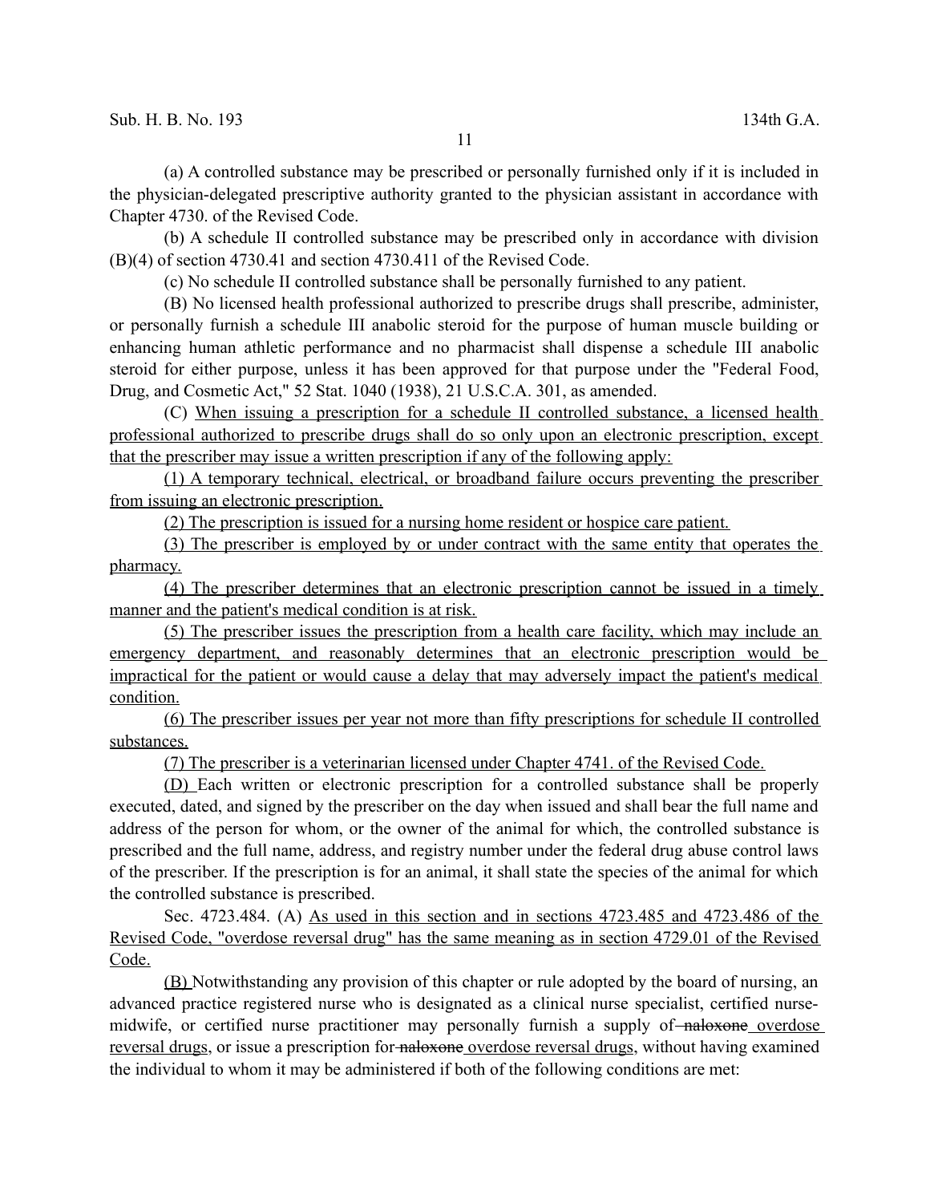(a) A controlled substance may be prescribed or personally furnished only if it is included in the physician-delegated prescriptive authority granted to the physician assistant in accordance with Chapter 4730. of the Revised Code.

(b) A schedule II controlled substance may be prescribed only in accordance with division (B)(4) of section 4730.41 and section 4730.411 of the Revised Code.

(c) No schedule II controlled substance shall be personally furnished to any patient.

(B) No licensed health professional authorized to prescribe drugs shall prescribe, administer, or personally furnish a schedule III anabolic steroid for the purpose of human muscle building or enhancing human athletic performance and no pharmacist shall dispense a schedule III anabolic steroid for either purpose, unless it has been approved for that purpose under the "Federal Food, Drug, and Cosmetic Act," 52 Stat. 1040 (1938), 21 U.S.C.A. 301, as amended.

(C) When issuing a prescription for a schedule II controlled substance, a licensed health professional authorized to prescribe drugs shall do so only upon an electronic prescription, except that the prescriber may issue a written prescription if any of the following apply:

(1) A temporary technical, electrical, or broadband failure occurs preventing the prescriber from issuing an electronic prescription.

(2) The prescription is issued for a nursing home resident or hospice care patient.

(3) The prescriber is employed by or under contract with the same entity that operates the pharmacy.

(4) The prescriber determines that an electronic prescription cannot be issued in a timely manner and the patient's medical condition is at risk.

(5) The prescriber issues the prescription from a health care facility, which may include an emergency department, and reasonably determines that an electronic prescription would be impractical for the patient or would cause a delay that may adversely impact the patient's medical condition.

(6) The prescriber issues per year not more than fifty prescriptions for schedule II controlled substances.

(7) The prescriber is a veterinarian licensed under Chapter 4741. of the Revised Code.

(D) Each written or electronic prescription for a controlled substance shall be properly executed, dated, and signed by the prescriber on the day when issued and shall bear the full name and address of the person for whom, or the owner of the animal for which, the controlled substance is prescribed and the full name, address, and registry number under the federal drug abuse control laws of the prescriber. If the prescription is for an animal, it shall state the species of the animal for which the controlled substance is prescribed.

Sec. 4723.484. (A) As used in this section and in sections 4723.485 and 4723.486 of the Revised Code, "overdose reversal drug" has the same meaning as in section 4729.01 of the Revised Code.

(B) Notwithstanding any provision of this chapter or rule adopted by the board of nursing, an advanced practice registered nurse who is designated as a clinical nurse specialist, certified nurse-midwife, or certified nurse practitioner may personally furnish a supply of ~~naloxone~~ overdose reversal drugs, or issue a prescription for ~~naloxone~~ overdose reversal drugs, without having examined the individual to whom it may be administered if both of the following conditions are met: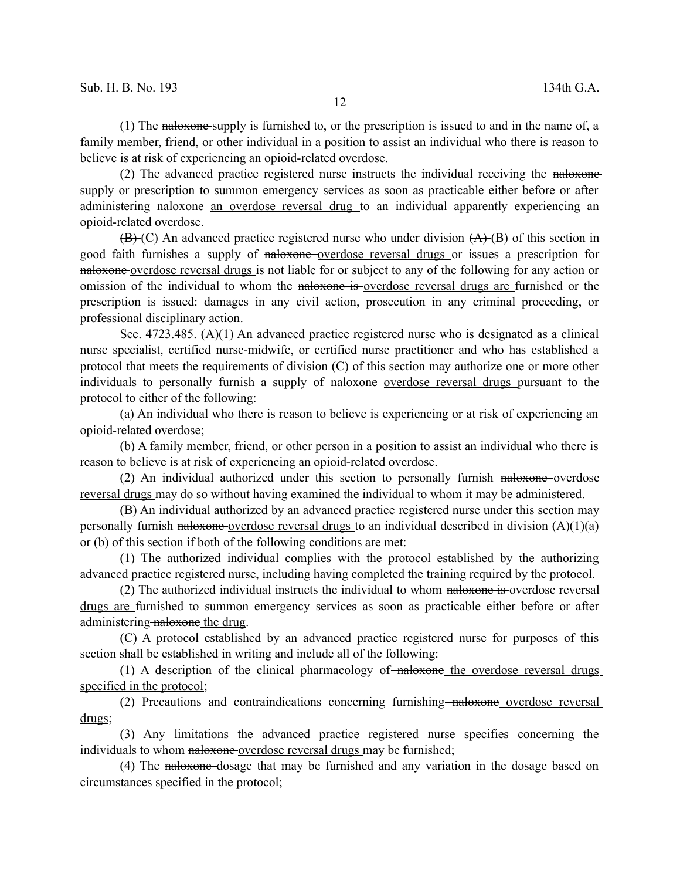(1) The ~~naloxone~~ supply is furnished to, or the prescription is issued to and in the name of, a family member, friend, or other individual in a position to assist an individual who there is reason to believe is at risk of experiencing an opioid-related overdose.

(2) The advanced practice registered nurse instructs the individual receiving the ~~naloxone~~ supply or prescription to summon emergency services as soon as practicable either before or after administering ~~naloxone~~ <u>an overdose reversal drug</u> to an individual apparently experiencing an opioid-related overdose.

~~(B)~~ <u>(C)</u> An advanced practice registered nurse who under division ~~(A)~~ <u>(B)</u> of this section in good faith furnishes a supply of ~~naloxone~~ <u>overdose reversal drugs</u> or issues a prescription for ~~naloxone~~ <u>overdose reversal drugs</u> is not liable for or subject to any of the following for any action or omission of the individual to whom the ~~naloxone is~~ <u>overdose reversal drugs are</u> furnished or the prescription is issued: damages in any civil action, prosecution in any criminal proceeding, or professional disciplinary action.

Sec. 4723.485. (A)(1) An advanced practice registered nurse who is designated as a clinical nurse specialist, certified nurse-midwife, or certified nurse practitioner and who has established a protocol that meets the requirements of division (C) of this section may authorize one or more other individuals to personally furnish a supply of ~~naloxone~~ <u>overdose reversal drugs</u> pursuant to the protocol to either of the following:

(a) An individual who there is reason to believe is experiencing or at risk of experiencing an opioid-related overdose;

(b) A family member, friend, or other person in a position to assist an individual who there is reason to believe is at risk of experiencing an opioid-related overdose.

(2) An individual authorized under this section to personally furnish ~~naloxone~~ <u>overdose reversal drugs</u> may do so without having examined the individual to whom it may be administered.

(B) An individual authorized by an advanced practice registered nurse under this section may personally furnish ~~naloxone~~ <u>overdose reversal drugs</u> to an individual described in division (A)(1)(a) or (b) of this section if both of the following conditions are met:

(1) The authorized individual complies with the protocol established by the authorizing advanced practice registered nurse, including having completed the training required by the protocol.

(2) The authorized individual instructs the individual to whom ~~naloxone is~~ <u>overdose reversal drugs are</u> furnished to summon emergency services as soon as practicable either before or after administering ~~naloxone~~ <u>the drug</u>.

(C) A protocol established by an advanced practice registered nurse for purposes of this section shall be established in writing and include all of the following:

(1) A description of the clinical pharmacology of ~~naloxone~~ <u>the overdose reversal drugs specified in the protocol</u>;

(2) Precautions and contraindications concerning furnishing ~~naloxone~~ <u>overdose reversal drugs</u>;

(3) Any limitations the advanced practice registered nurse specifies concerning the individuals to whom ~~naloxone~~ <u>overdose reversal drugs</u> may be furnished;

(4) The ~~naloxone~~ dosage that may be furnished and any variation in the dosage based on circumstances specified in the protocol;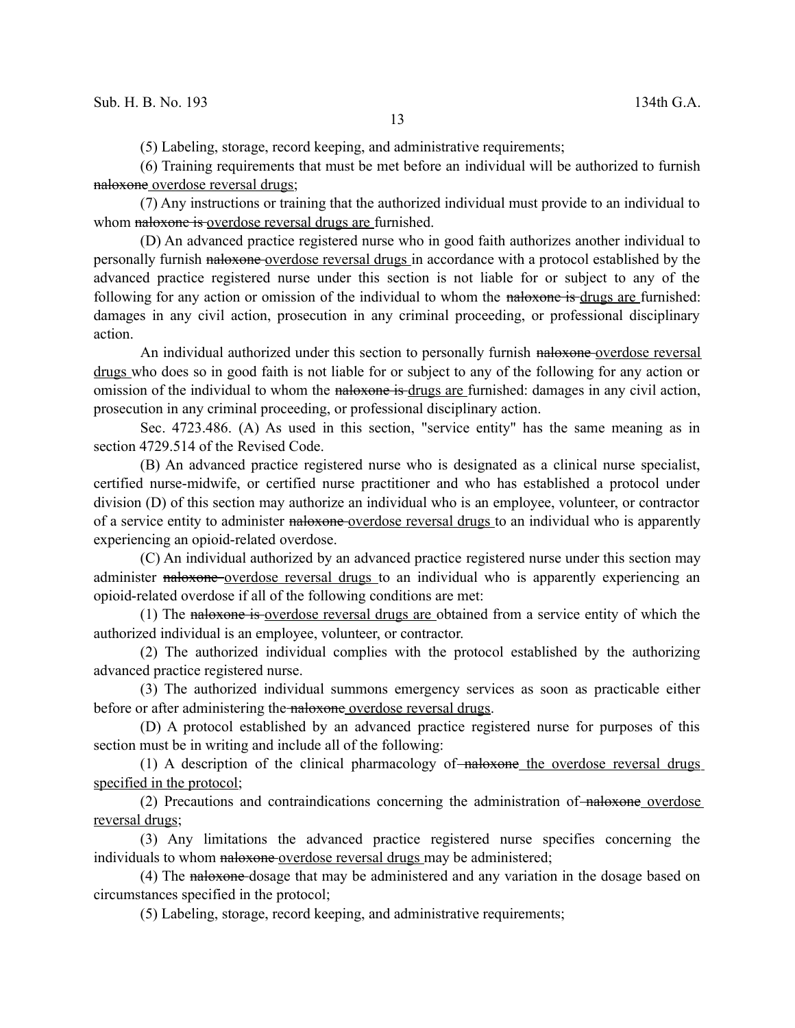(5) Labeling, storage, record keeping, and administrative requirements;

(6) Training requirements that must be met before an individual will be authorized to furnish ~~naloxone~~ overdose reversal drugs;

(7) Any instructions or training that the authorized individual must provide to an individual to whom ~~naloxone is~~ overdose reversal drugs are furnished.

(D) An advanced practice registered nurse who in good faith authorizes another individual to personally furnish ~~naloxone~~ overdose reversal drugs in accordance with a protocol established by the advanced practice registered nurse under this section is not liable for or subject to any of the following for any action or omission of the individual to whom the ~~naloxone is~~ drugs are furnished: damages in any civil action, prosecution in any criminal proceeding, or professional disciplinary action.

An individual authorized under this section to personally furnish ~~naloxone~~ overdose reversal drugs who does so in good faith is not liable for or subject to any of the following for any action or omission of the individual to whom the ~~naloxone is~~ drugs are furnished: damages in any civil action, prosecution in any criminal proceeding, or professional disciplinary action.

Sec. 4723.486. (A) As used in this section, "service entity" has the same meaning as in section 4729.514 of the Revised Code.

(B) An advanced practice registered nurse who is designated as a clinical nurse specialist, certified nurse-midwife, or certified nurse practitioner and who has established a protocol under division (D) of this section may authorize an individual who is an employee, volunteer, or contractor of a service entity to administer ~~naloxone~~ overdose reversal drugs to an individual who is apparently experiencing an opioid-related overdose.

(C) An individual authorized by an advanced practice registered nurse under this section may administer ~~naloxone~~ overdose reversal drugs to an individual who is apparently experiencing an opioid-related overdose if all of the following conditions are met:

(1) The ~~naloxone is~~ overdose reversal drugs are obtained from a service entity of which the authorized individual is an employee, volunteer, or contractor.

(2) The authorized individual complies with the protocol established by the authorizing advanced practice registered nurse.

(3) The authorized individual summons emergency services as soon as practicable either before or after administering the ~~naloxone~~ overdose reversal drugs.

(D) A protocol established by an advanced practice registered nurse for purposes of this section must be in writing and include all of the following:

(1) A description of the clinical pharmacology of ~~naloxone~~ the overdose reversal drugs specified in the protocol;

(2) Precautions and contraindications concerning the administration of ~~naloxone~~ overdose reversal drugs;

(3) Any limitations the advanced practice registered nurse specifies concerning the individuals to whom ~~naloxone~~ overdose reversal drugs may be administered;

(4) The ~~naloxone~~ dosage that may be administered and any variation in the dosage based on circumstances specified in the protocol;

(5) Labeling, storage, record keeping, and administrative requirements;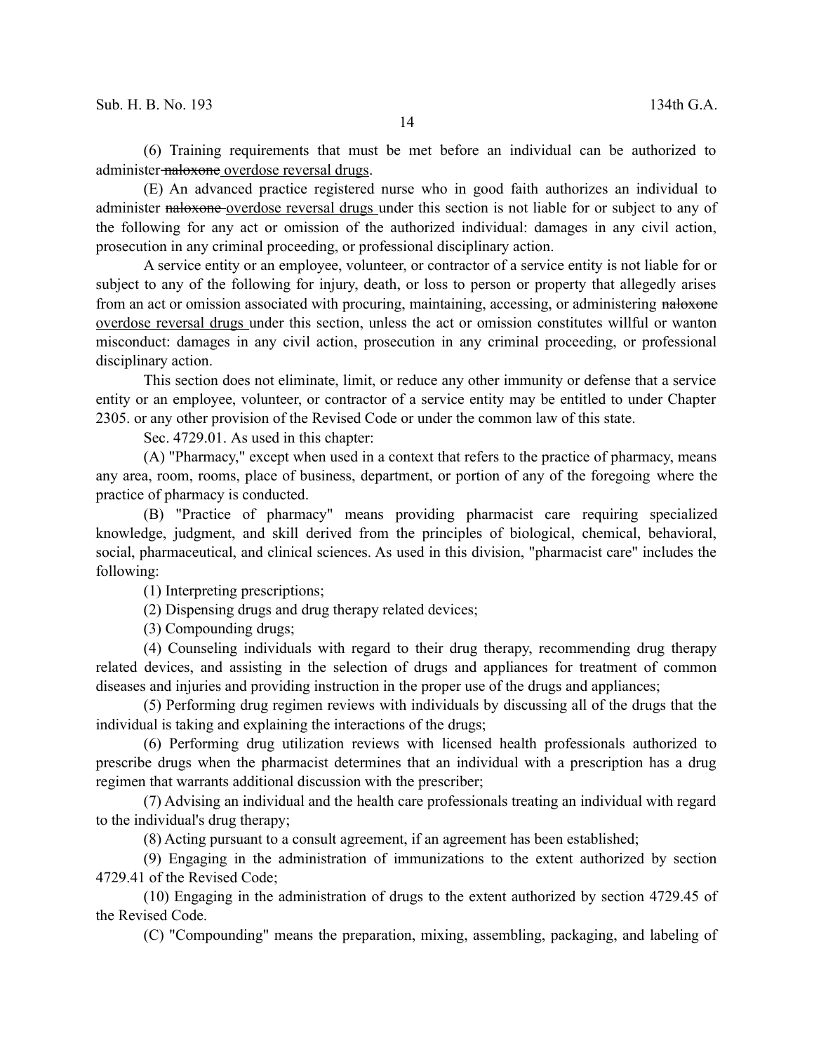(6) Training requirements that must be met before an individual can be authorized to administer ~~naloxone~~ overdose reversal drugs.

(E) An advanced practice registered nurse who in good faith authorizes an individual to administer ~~naloxone~~ overdose reversal drugs under this section is not liable for or subject to any of the following for any act or omission of the authorized individual: damages in any civil action, prosecution in any criminal proceeding, or professional disciplinary action.

A service entity or an employee, volunteer, or contractor of a service entity is not liable for or subject to any of the following for injury, death, or loss to person or property that allegedly arises from an act or omission associated with procuring, maintaining, accessing, or administering ~~naloxone~~ overdose reversal drugs under this section, unless the act or omission constitutes willful or wanton misconduct: damages in any civil action, prosecution in any criminal proceeding, or professional disciplinary action.

This section does not eliminate, limit, or reduce any other immunity or defense that a service entity or an employee, volunteer, or contractor of a service entity may be entitled to under Chapter 2305. or any other provision of the Revised Code or under the common law of this state.

Sec. 4729.01. As used in this chapter:

(A) "Pharmacy," except when used in a context that refers to the practice of pharmacy, means any area, room, rooms, place of business, department, or portion of any of the foregoing where the practice of pharmacy is conducted.

(B) "Practice of pharmacy" means providing pharmacist care requiring specialized knowledge, judgment, and skill derived from the principles of biological, chemical, behavioral, social, pharmaceutical, and clinical sciences. As used in this division, "pharmacist care" includes the following:

(1) Interpreting prescriptions;

(2) Dispensing drugs and drug therapy related devices;

(3) Compounding drugs;

(4) Counseling individuals with regard to their drug therapy, recommending drug therapy related devices, and assisting in the selection of drugs and appliances for treatment of common diseases and injuries and providing instruction in the proper use of the drugs and appliances;

(5) Performing drug regimen reviews with individuals by discussing all of the drugs that the individual is taking and explaining the interactions of the drugs;

(6) Performing drug utilization reviews with licensed health professionals authorized to prescribe drugs when the pharmacist determines that an individual with a prescription has a drug regimen that warrants additional discussion with the prescriber;

(7) Advising an individual and the health care professionals treating an individual with regard to the individual's drug therapy;

(8) Acting pursuant to a consult agreement, if an agreement has been established;

(9) Engaging in the administration of immunizations to the extent authorized by section 4729.41 of the Revised Code;

(10) Engaging in the administration of drugs to the extent authorized by section 4729.45 of the Revised Code.

(C) "Compounding" means the preparation, mixing, assembling, packaging, and labeling of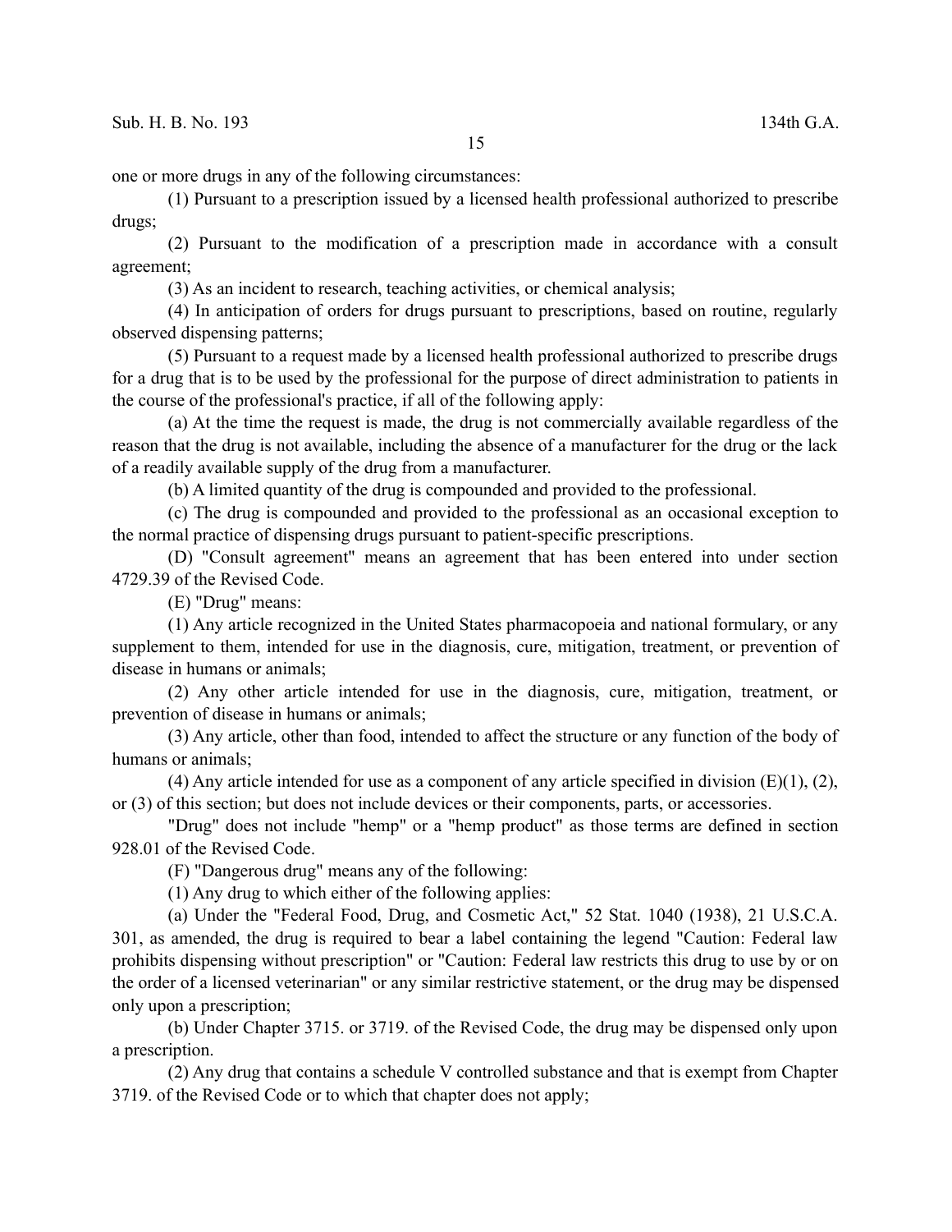one or more drugs in any of the following circumstances:

(1) Pursuant to a prescription issued by a licensed health professional authorized to prescribe drugs;

(2) Pursuant to the modification of a prescription made in accordance with a consult agreement;

(3) As an incident to research, teaching activities, or chemical analysis;

(4) In anticipation of orders for drugs pursuant to prescriptions, based on routine, regularly observed dispensing patterns;

(5) Pursuant to a request made by a licensed health professional authorized to prescribe drugs for a drug that is to be used by the professional for the purpose of direct administration to patients in the course of the professional's practice, if all of the following apply:

(a) At the time the request is made, the drug is not commercially available regardless of the reason that the drug is not available, including the absence of a manufacturer for the drug or the lack of a readily available supply of the drug from a manufacturer.

(b) A limited quantity of the drug is compounded and provided to the professional.

(c) The drug is compounded and provided to the professional as an occasional exception to the normal practice of dispensing drugs pursuant to patient-specific prescriptions.

(D) "Consult agreement" means an agreement that has been entered into under section 4729.39 of the Revised Code.

(E) "Drug" means:

(1) Any article recognized in the United States pharmacopoeia and national formulary, or any supplement to them, intended for use in the diagnosis, cure, mitigation, treatment, or prevention of disease in humans or animals;

(2) Any other article intended for use in the diagnosis, cure, mitigation, treatment, or prevention of disease in humans or animals;

(3) Any article, other than food, intended to affect the structure or any function of the body of humans or animals;

(4) Any article intended for use as a component of any article specified in division (E)(1), (2), or (3) of this section; but does not include devices or their components, parts, or accessories.

"Drug" does not include "hemp" or a "hemp product" as those terms are defined in section 928.01 of the Revised Code.

(F) "Dangerous drug" means any of the following:

(1) Any drug to which either of the following applies:

(a) Under the "Federal Food, Drug, and Cosmetic Act," 52 Stat. 1040 (1938), 21 U.S.C.A. 301, as amended, the drug is required to bear a label containing the legend "Caution: Federal law prohibits dispensing without prescription" or "Caution: Federal law restricts this drug to use by or on the order of a licensed veterinarian" or any similar restrictive statement, or the drug may be dispensed only upon a prescription;

(b) Under Chapter 3715. or 3719. of the Revised Code, the drug may be dispensed only upon a prescription.

(2) Any drug that contains a schedule V controlled substance and that is exempt from Chapter 3719. of the Revised Code or to which that chapter does not apply;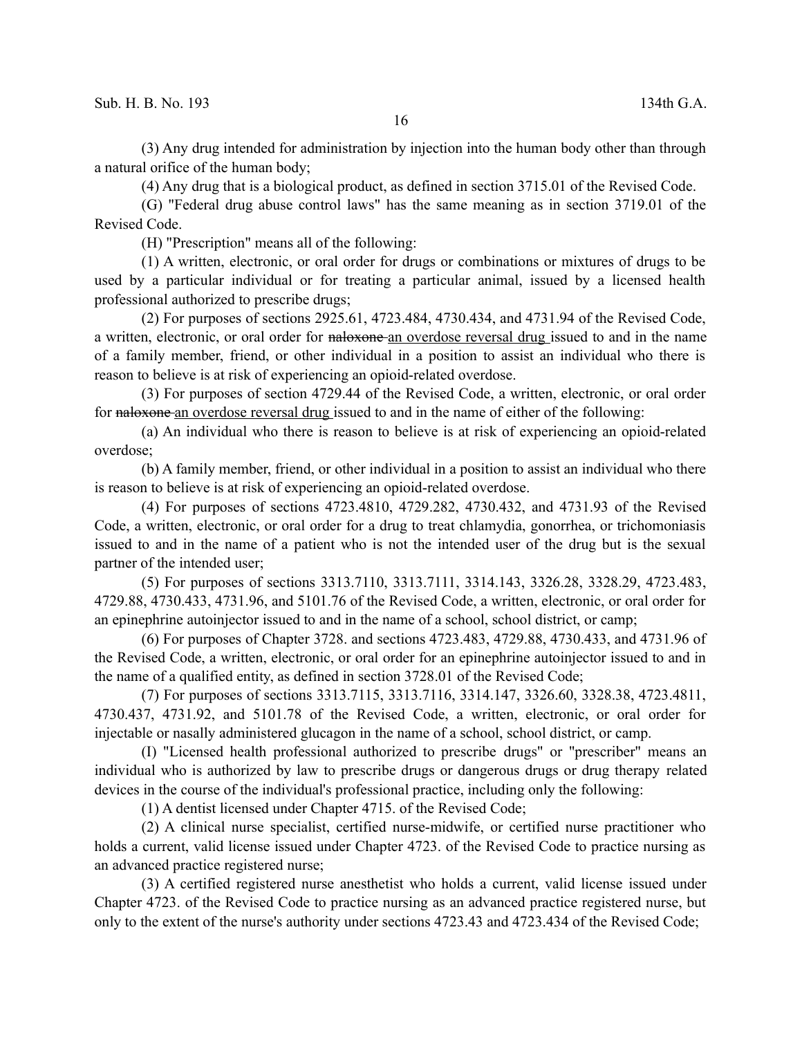(3) Any drug intended for administration by injection into the human body other than through a natural orifice of the human body;

(4) Any drug that is a biological product, as defined in section 3715.01 of the Revised Code.

(G) "Federal drug abuse control laws" has the same meaning as in section 3719.01 of the Revised Code.

(H) "Prescription" means all of the following:

(1) A written, electronic, or oral order for drugs or combinations or mixtures of drugs to be used by a particular individual or for treating a particular animal, issued by a licensed health professional authorized to prescribe drugs;

(2) For purposes of sections 2925.61, 4723.484, 4730.434, and 4731.94 of the Revised Code, a written, electronic, or oral order for ~~naloxone~~ <u>an overdose reversal drug</u> issued to and in the name of a family member, friend, or other individual in a position to assist an individual who there is reason to believe is at risk of experiencing an opioid-related overdose.

(3) For purposes of section 4729.44 of the Revised Code, a written, electronic, or oral order for ~~naloxone~~ <u>an overdose reversal drug</u> issued to and in the name of either of the following:

(a) An individual who there is reason to believe is at risk of experiencing an opioid-related overdose;

(b) A family member, friend, or other individual in a position to assist an individual who there is reason to believe is at risk of experiencing an opioid-related overdose.

(4) For purposes of sections 4723.4810, 4729.282, 4730.432, and 4731.93 of the Revised Code, a written, electronic, or oral order for a drug to treat chlamydia, gonorrhea, or trichomoniasis issued to and in the name of a patient who is not the intended user of the drug but is the sexual partner of the intended user;

(5) For purposes of sections 3313.7110, 3313.7111, 3314.143, 3326.28, 3328.29, 4723.483, 4729.88, 4730.433, 4731.96, and 5101.76 of the Revised Code, a written, electronic, or oral order for an epinephrine autoinjector issued to and in the name of a school, school district, or camp;

(6) For purposes of Chapter 3728. and sections 4723.483, 4729.88, 4730.433, and 4731.96 of the Revised Code, a written, electronic, or oral order for an epinephrine autoinjector issued to and in the name of a qualified entity, as defined in section 3728.01 of the Revised Code;

(7) For purposes of sections 3313.7115, 3313.7116, 3314.147, 3326.60, 3328.38, 4723.4811, 4730.437, 4731.92, and 5101.78 of the Revised Code, a written, electronic, or oral order for injectable or nasally administered glucagon in the name of a school, school district, or camp.

(I) "Licensed health professional authorized to prescribe drugs" or "prescriber" means an individual who is authorized by law to prescribe drugs or dangerous drugs or drug therapy related devices in the course of the individual's professional practice, including only the following:

(1) A dentist licensed under Chapter 4715. of the Revised Code;

(2) A clinical nurse specialist, certified nurse-midwife, or certified nurse practitioner who holds a current, valid license issued under Chapter 4723. of the Revised Code to practice nursing as an advanced practice registered nurse;

(3) A certified registered nurse anesthetist who holds a current, valid license issued under Chapter 4723. of the Revised Code to practice nursing as an advanced practice registered nurse, but only to the extent of the nurse's authority under sections 4723.43 and 4723.434 of the Revised Code;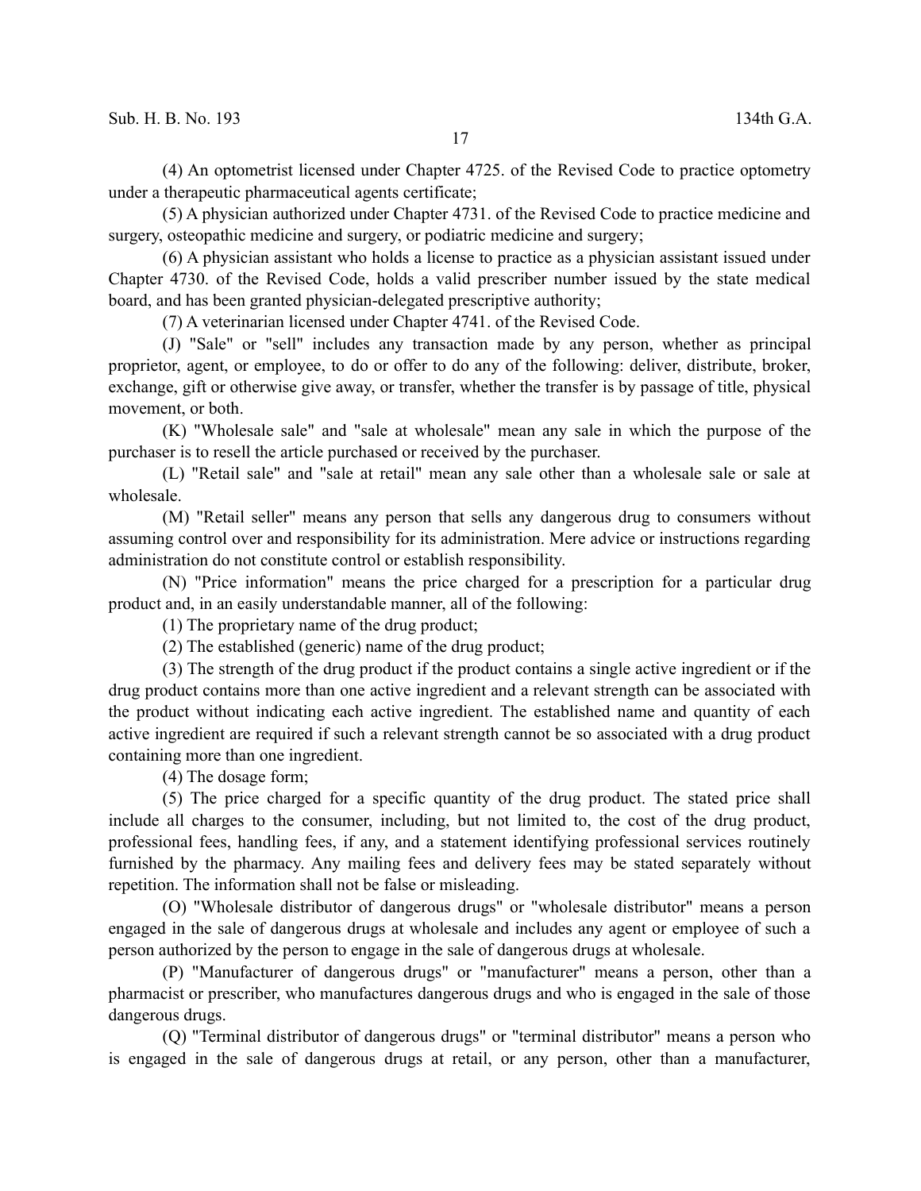(4) An optometrist licensed under Chapter 4725. of the Revised Code to practice optometry under a therapeutic pharmaceutical agents certificate;

(5) A physician authorized under Chapter 4731. of the Revised Code to practice medicine and surgery, osteopathic medicine and surgery, or podiatric medicine and surgery;

(6) A physician assistant who holds a license to practice as a physician assistant issued under Chapter 4730. of the Revised Code, holds a valid prescriber number issued by the state medical board, and has been granted physician-delegated prescriptive authority;

(7) A veterinarian licensed under Chapter 4741. of the Revised Code.

(J) "Sale" or "sell" includes any transaction made by any person, whether as principal proprietor, agent, or employee, to do or offer to do any of the following: deliver, distribute, broker, exchange, gift or otherwise give away, or transfer, whether the transfer is by passage of title, physical movement, or both.

(K) "Wholesale sale" and "sale at wholesale" mean any sale in which the purpose of the purchaser is to resell the article purchased or received by the purchaser.

(L) "Retail sale" and "sale at retail" mean any sale other than a wholesale sale or sale at wholesale.

(M) "Retail seller" means any person that sells any dangerous drug to consumers without assuming control over and responsibility for its administration. Mere advice or instructions regarding administration do not constitute control or establish responsibility.

(N) "Price information" means the price charged for a prescription for a particular drug product and, in an easily understandable manner, all of the following:

(1) The proprietary name of the drug product;

(2) The established (generic) name of the drug product;

(3) The strength of the drug product if the product contains a single active ingredient or if the drug product contains more than one active ingredient and a relevant strength can be associated with the product without indicating each active ingredient. The established name and quantity of each active ingredient are required if such a relevant strength cannot be so associated with a drug product containing more than one ingredient.

(4) The dosage form;

(5) The price charged for a specific quantity of the drug product. The stated price shall include all charges to the consumer, including, but not limited to, the cost of the drug product, professional fees, handling fees, if any, and a statement identifying professional services routinely furnished by the pharmacy. Any mailing fees and delivery fees may be stated separately without repetition. The information shall not be false or misleading.

(O) "Wholesale distributor of dangerous drugs" or "wholesale distributor" means a person engaged in the sale of dangerous drugs at wholesale and includes any agent or employee of such a person authorized by the person to engage in the sale of dangerous drugs at wholesale.

(P) "Manufacturer of dangerous drugs" or "manufacturer" means a person, other than a pharmacist or prescriber, who manufactures dangerous drugs and who is engaged in the sale of those dangerous drugs.

(Q) "Terminal distributor of dangerous drugs" or "terminal distributor" means a person who is engaged in the sale of dangerous drugs at retail, or any person, other than a manufacturer,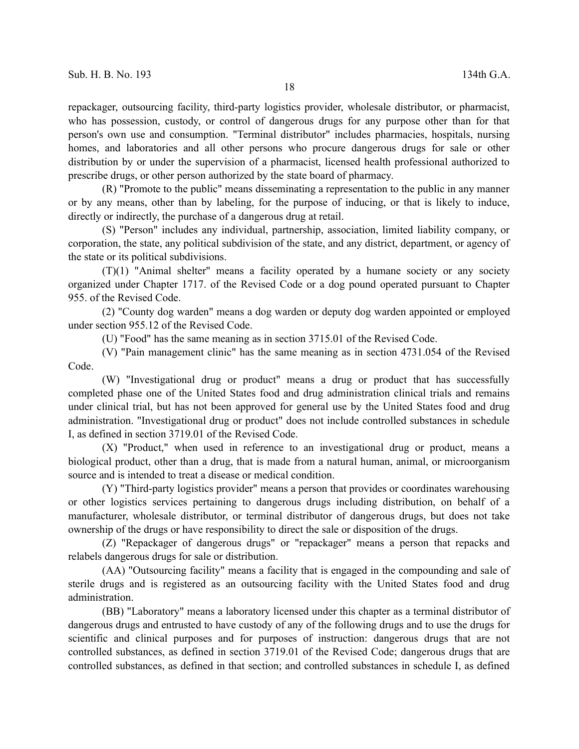repackager, outsourcing facility, third-party logistics provider, wholesale distributor, or pharmacist, who has possession, custody, or control of dangerous drugs for any purpose other than for that person's own use and consumption. "Terminal distributor" includes pharmacies, hospitals, nursing homes, and laboratories and all other persons who procure dangerous drugs for sale or other distribution by or under the supervision of a pharmacist, licensed health professional authorized to prescribe drugs, or other person authorized by the state board of pharmacy.

(R) "Promote to the public" means disseminating a representation to the public in any manner or by any means, other than by labeling, for the purpose of inducing, or that is likely to induce, directly or indirectly, the purchase of a dangerous drug at retail.

(S) "Person" includes any individual, partnership, association, limited liability company, or corporation, the state, any political subdivision of the state, and any district, department, or agency of the state or its political subdivisions.

(T)(1) "Animal shelter" means a facility operated by a humane society or any society organized under Chapter 1717. of the Revised Code or a dog pound operated pursuant to Chapter 955. of the Revised Code.

(2) "County dog warden" means a dog warden or deputy dog warden appointed or employed under section 955.12 of the Revised Code.

(U) "Food" has the same meaning as in section 3715.01 of the Revised Code.

(V) "Pain management clinic" has the same meaning as in section 4731.054 of the Revised Code.

(W) "Investigational drug or product" means a drug or product that has successfully completed phase one of the United States food and drug administration clinical trials and remains under clinical trial, but has not been approved for general use by the United States food and drug administration. "Investigational drug or product" does not include controlled substances in schedule I, as defined in section 3719.01 of the Revised Code.

(X) "Product," when used in reference to an investigational drug or product, means a biological product, other than a drug, that is made from a natural human, animal, or microorganism source and is intended to treat a disease or medical condition.

(Y) "Third-party logistics provider" means a person that provides or coordinates warehousing or other logistics services pertaining to dangerous drugs including distribution, on behalf of a manufacturer, wholesale distributor, or terminal distributor of dangerous drugs, but does not take ownership of the drugs or have responsibility to direct the sale or disposition of the drugs.

(Z) "Repackager of dangerous drugs" or "repackager" means a person that repacks and relabels dangerous drugs for sale or distribution.

(AA) "Outsourcing facility" means a facility that is engaged in the compounding and sale of sterile drugs and is registered as an outsourcing facility with the United States food and drug administration.

(BB) "Laboratory" means a laboratory licensed under this chapter as a terminal distributor of dangerous drugs and entrusted to have custody of any of the following drugs and to use the drugs for scientific and clinical purposes and for purposes of instruction: dangerous drugs that are not controlled substances, as defined in section 3719.01 of the Revised Code; dangerous drugs that are controlled substances, as defined in that section; and controlled substances in schedule I, as defined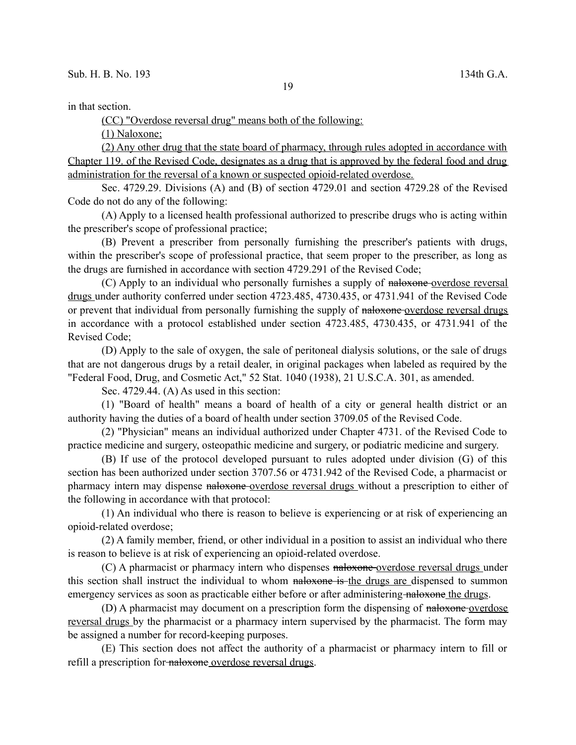in that section.

<u>(CC) "Overdose reversal drug" means both of the following:</u>

<u>(1) Naloxone;</u>

<u>(2) Any other drug that the state board of pharmacy, through rules adopted in accordance with Chapter 119. of the Revised Code, designates as a drug that is approved by the federal food and drug administration for the reversal of a known or suspected opioid-related overdose.</u>

Sec. 4729.29. Divisions (A) and (B) of section 4729.01 and section 4729.28 of the Revised Code do not do any of the following:

(A) Apply to a licensed health professional authorized to prescribe drugs who is acting within the prescriber's scope of professional practice;

(B) Prevent a prescriber from personally furnishing the prescriber's patients with drugs, within the prescriber's scope of professional practice, that seem proper to the prescriber, as long as the drugs are furnished in accordance with section 4729.291 of the Revised Code;

(C) Apply to an individual who personally furnishes a supply of ~~naloxone~~ <u>overdose reversal drugs</u> under authority conferred under section 4723.485, 4730.435, or 4731.941 of the Revised Code or prevent that individual from personally furnishing the supply of ~~naloxone~~ <u>overdose reversal drugs</u> in accordance with a protocol established under section 4723.485, 4730.435, or 4731.941 of the Revised Code;

(D) Apply to the sale of oxygen, the sale of peritoneal dialysis solutions, or the sale of drugs that are not dangerous drugs by a retail dealer, in original packages when labeled as required by the "Federal Food, Drug, and Cosmetic Act," 52 Stat. 1040 (1938), 21 U.S.C.A. 301, as amended.

Sec. 4729.44. (A) As used in this section:

(1) "Board of health" means a board of health of a city or general health district or an authority having the duties of a board of health under section 3709.05 of the Revised Code.

(2) "Physician" means an individual authorized under Chapter 4731. of the Revised Code to practice medicine and surgery, osteopathic medicine and surgery, or podiatric medicine and surgery.

(B) If use of the protocol developed pursuant to rules adopted under division (G) of this section has been authorized under section 3707.56 or 4731.942 of the Revised Code, a pharmacist or pharmacy intern may dispense ~~naloxone~~ <u>overdose reversal drugs</u> without a prescription to either of the following in accordance with that protocol:

(1) An individual who there is reason to believe is experiencing or at risk of experiencing an opioid-related overdose;

(2) A family member, friend, or other individual in a position to assist an individual who there is reason to believe is at risk of experiencing an opioid-related overdose.

(C) A pharmacist or pharmacy intern who dispenses ~~naloxone~~ <u>overdose reversal drugs</u> under this section shall instruct the individual to whom ~~naloxone is~~ <u>the drugs are</u> dispensed to summon emergency services as soon as practicable either before or after administering ~~naloxone~~ <u>the drugs</u>.

(D) A pharmacist may document on a prescription form the dispensing of ~~naloxone~~ <u>overdose reversal drugs</u> by the pharmacist or a pharmacy intern supervised by the pharmacist. The form may be assigned a number for record-keeping purposes.

(E) This section does not affect the authority of a pharmacist or pharmacy intern to fill or refill a prescription for ~~naloxone~~ <u>overdose reversal drugs</u>.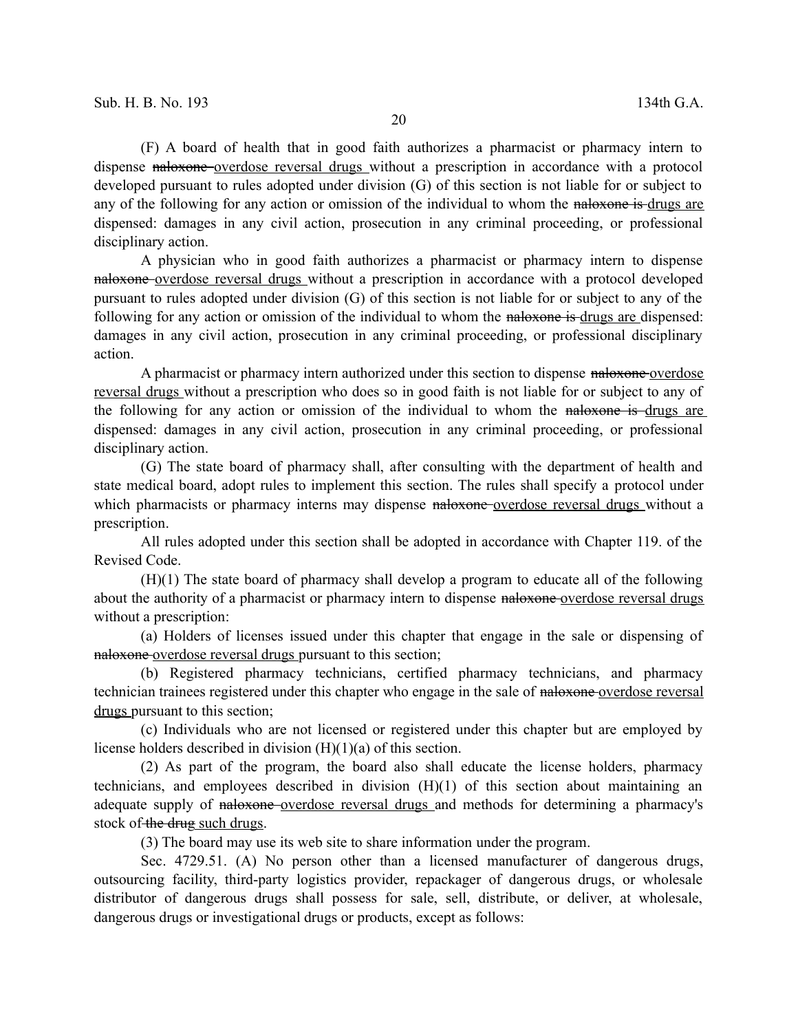(F) A board of health that in good faith authorizes a pharmacist or pharmacy intern to dispense ~~naloxone~~ <u>overdose reversal drugs</u> without a prescription in accordance with a protocol developed pursuant to rules adopted under division (G) of this section is not liable for or subject to any of the following for any action or omission of the individual to whom the ~~naloxone is~~ <u>drugs are</u> dispensed: damages in any civil action, prosecution in any criminal proceeding, or professional disciplinary action.

A physician who in good faith authorizes a pharmacist or pharmacy intern to dispense ~~naloxone~~ <u>overdose reversal drugs</u> without a prescription in accordance with a protocol developed pursuant to rules adopted under division (G) of this section is not liable for or subject to any of the following for any action or omission of the individual to whom the ~~naloxone is~~ <u>drugs are</u> dispensed: damages in any civil action, prosecution in any criminal proceeding, or professional disciplinary action.

A pharmacist or pharmacy intern authorized under this section to dispense ~~naloxone~~ <u>overdose reversal drugs</u> without a prescription who does so in good faith is not liable for or subject to any of the following for any action or omission of the individual to whom the ~~naloxone is~~ <u>drugs are</u> dispensed: damages in any civil action, prosecution in any criminal proceeding, or professional disciplinary action.

(G) The state board of pharmacy shall, after consulting with the department of health and state medical board, adopt rules to implement this section. The rules shall specify a protocol under which pharmacists or pharmacy interns may dispense ~~naloxone~~ <u>overdose reversal drugs</u> without a prescription.

All rules adopted under this section shall be adopted in accordance with Chapter 119. of the Revised Code.

(H)(1) The state board of pharmacy shall develop a program to educate all of the following about the authority of a pharmacist or pharmacy intern to dispense ~~naloxone~~ <u>overdose reversal drugs</u> without a prescription:

(a) Holders of licenses issued under this chapter that engage in the sale or dispensing of ~~naloxone~~ <u>overdose reversal drugs</u> pursuant to this section;

(b) Registered pharmacy technicians, certified pharmacy technicians, and pharmacy technician trainees registered under this chapter who engage in the sale of ~~naloxone~~ <u>overdose reversal drugs</u> pursuant to this section;

(c) Individuals who are not licensed or registered under this chapter but are employed by license holders described in division (H)(1)(a) of this section.

(2) As part of the program, the board also shall educate the license holders, pharmacy technicians, and employees described in division (H)(1) of this section about maintaining an adequate supply of ~~naloxone~~ <u>overdose reversal drugs</u> and methods for determining a pharmacy's stock of ~~the drug~~ <u>such drugs</u>.

(3) The board may use its web site to share information under the program.

Sec. 4729.51. (A) No person other than a licensed manufacturer of dangerous drugs, outsourcing facility, third-party logistics provider, repackager of dangerous drugs, or wholesale distributor of dangerous drugs shall possess for sale, sell, distribute, or deliver, at wholesale, dangerous drugs or investigational drugs or products, except as follows: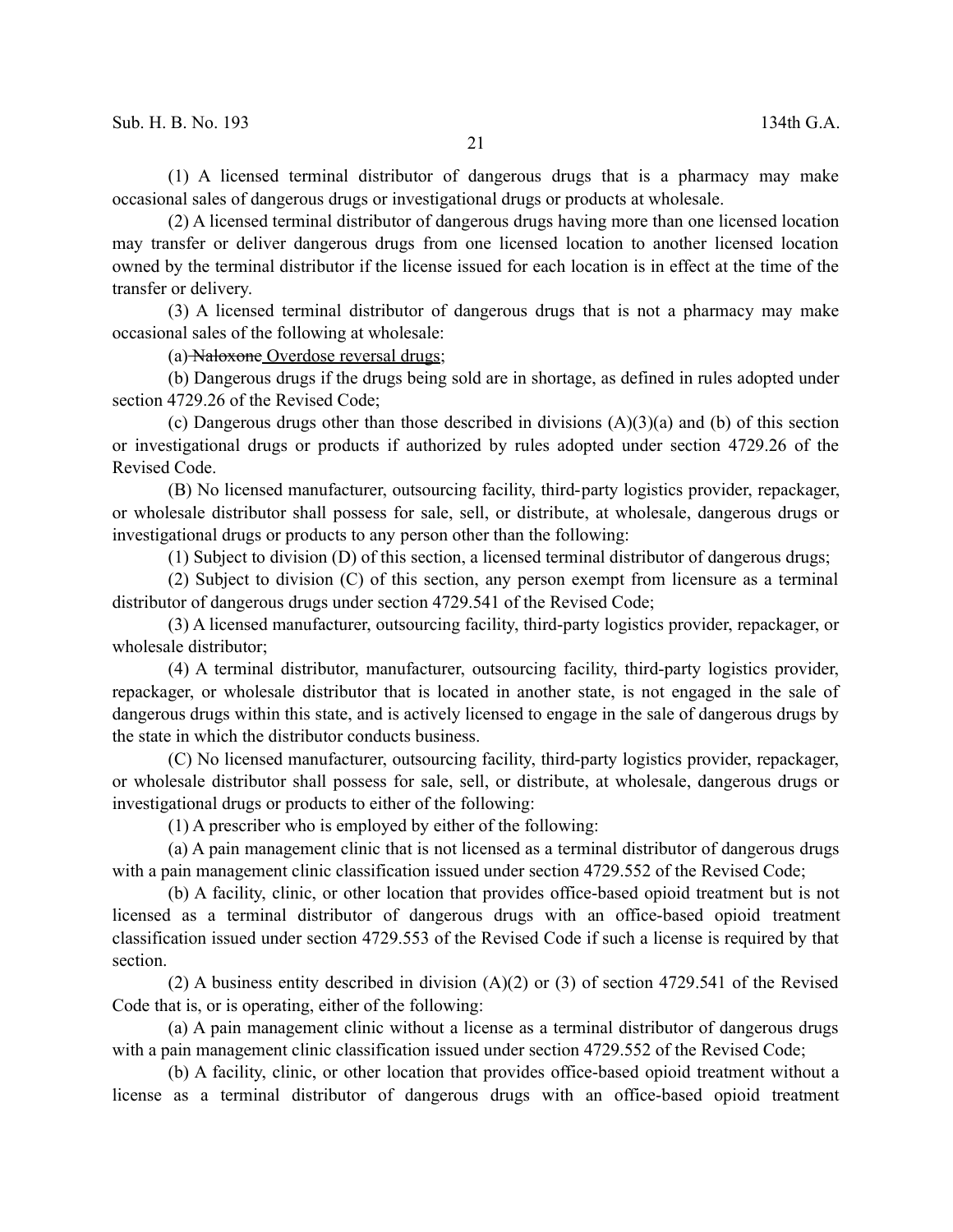(1) A licensed terminal distributor of dangerous drugs that is a pharmacy may make occasional sales of dangerous drugs or investigational drugs or products at wholesale.

(2) A licensed terminal distributor of dangerous drugs having more than one licensed location may transfer or deliver dangerous drugs from one licensed location to another licensed location owned by the terminal distributor if the license issued for each location is in effect at the time of the transfer or delivery.

(3) A licensed terminal distributor of dangerous drugs that is not a pharmacy may make occasional sales of the following at wholesale:

(a) ~~Naloxone~~ Overdose reversal drugs;

(b) Dangerous drugs if the drugs being sold are in shortage, as defined in rules adopted under section 4729.26 of the Revised Code;

(c) Dangerous drugs other than those described in divisions (A)(3)(a) and (b) of this section or investigational drugs or products if authorized by rules adopted under section 4729.26 of the Revised Code.

(B) No licensed manufacturer, outsourcing facility, third-party logistics provider, repackager, or wholesale distributor shall possess for sale, sell, or distribute, at wholesale, dangerous drugs or investigational drugs or products to any person other than the following:

(1) Subject to division (D) of this section, a licensed terminal distributor of dangerous drugs;

(2) Subject to division (C) of this section, any person exempt from licensure as a terminal distributor of dangerous drugs under section 4729.541 of the Revised Code;

(3) A licensed manufacturer, outsourcing facility, third-party logistics provider, repackager, or wholesale distributor;

(4) A terminal distributor, manufacturer, outsourcing facility, third-party logistics provider, repackager, or wholesale distributor that is located in another state, is not engaged in the sale of dangerous drugs within this state, and is actively licensed to engage in the sale of dangerous drugs by the state in which the distributor conducts business.

(C) No licensed manufacturer, outsourcing facility, third-party logistics provider, repackager, or wholesale distributor shall possess for sale, sell, or distribute, at wholesale, dangerous drugs or investigational drugs or products to either of the following:

(1) A prescriber who is employed by either of the following:

(a) A pain management clinic that is not licensed as a terminal distributor of dangerous drugs with a pain management clinic classification issued under section 4729.552 of the Revised Code;

(b) A facility, clinic, or other location that provides office-based opioid treatment but is not licensed as a terminal distributor of dangerous drugs with an office-based opioid treatment classification issued under section 4729.553 of the Revised Code if such a license is required by that section.

(2) A business entity described in division (A)(2) or (3) of section 4729.541 of the Revised Code that is, or is operating, either of the following:

(a) A pain management clinic without a license as a terminal distributor of dangerous drugs with a pain management clinic classification issued under section 4729.552 of the Revised Code;

(b) A facility, clinic, or other location that provides office-based opioid treatment without a license as a terminal distributor of dangerous drugs with an office-based opioid treatment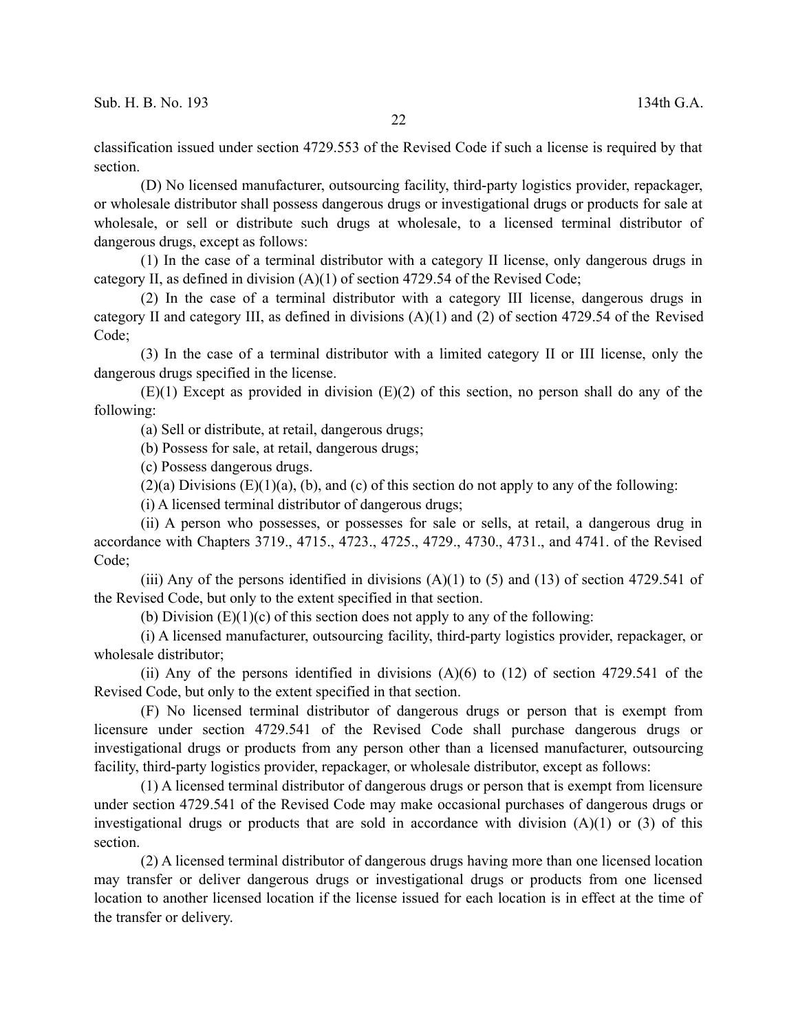classification issued under section 4729.553 of the Revised Code if such a license is required by that section.

(D) No licensed manufacturer, outsourcing facility, third-party logistics provider, repackager, or wholesale distributor shall possess dangerous drugs or investigational drugs or products for sale at wholesale, or sell or distribute such drugs at wholesale, to a licensed terminal distributor of dangerous drugs, except as follows:

(1) In the case of a terminal distributor with a category II license, only dangerous drugs in category II, as defined in division (A)(1) of section 4729.54 of the Revised Code;

(2) In the case of a terminal distributor with a category III license, dangerous drugs in category II and category III, as defined in divisions (A)(1) and (2) of section 4729.54 of the Revised Code;

(3) In the case of a terminal distributor with a limited category II or III license, only the dangerous drugs specified in the license.

(E)(1) Except as provided in division (E)(2) of this section, no person shall do any of the following:

(a) Sell or distribute, at retail, dangerous drugs;

(b) Possess for sale, at retail, dangerous drugs;

(c) Possess dangerous drugs.

(2)(a) Divisions (E)(1)(a), (b), and (c) of this section do not apply to any of the following:

(i) A licensed terminal distributor of dangerous drugs;

(ii) A person who possesses, or possesses for sale or sells, at retail, a dangerous drug in accordance with Chapters 3719., 4715., 4723., 4725., 4729., 4730., 4731., and 4741. of the Revised Code;

(iii) Any of the persons identified in divisions (A)(1) to (5) and (13) of section 4729.541 of the Revised Code, but only to the extent specified in that section.

(b) Division (E)(1)(c) of this section does not apply to any of the following:

(i) A licensed manufacturer, outsourcing facility, third-party logistics provider, repackager, or wholesale distributor;

(ii) Any of the persons identified in divisions (A)(6) to (12) of section 4729.541 of the Revised Code, but only to the extent specified in that section.

(F) No licensed terminal distributor of dangerous drugs or person that is exempt from licensure under section 4729.541 of the Revised Code shall purchase dangerous drugs or investigational drugs or products from any person other than a licensed manufacturer, outsourcing facility, third-party logistics provider, repackager, or wholesale distributor, except as follows:

(1) A licensed terminal distributor of dangerous drugs or person that is exempt from licensure under section 4729.541 of the Revised Code may make occasional purchases of dangerous drugs or investigational drugs or products that are sold in accordance with division (A)(1) or (3) of this section.

(2) A licensed terminal distributor of dangerous drugs having more than one licensed location may transfer or deliver dangerous drugs or investigational drugs or products from one licensed location to another licensed location if the license issued for each location is in effect at the time of the transfer or delivery.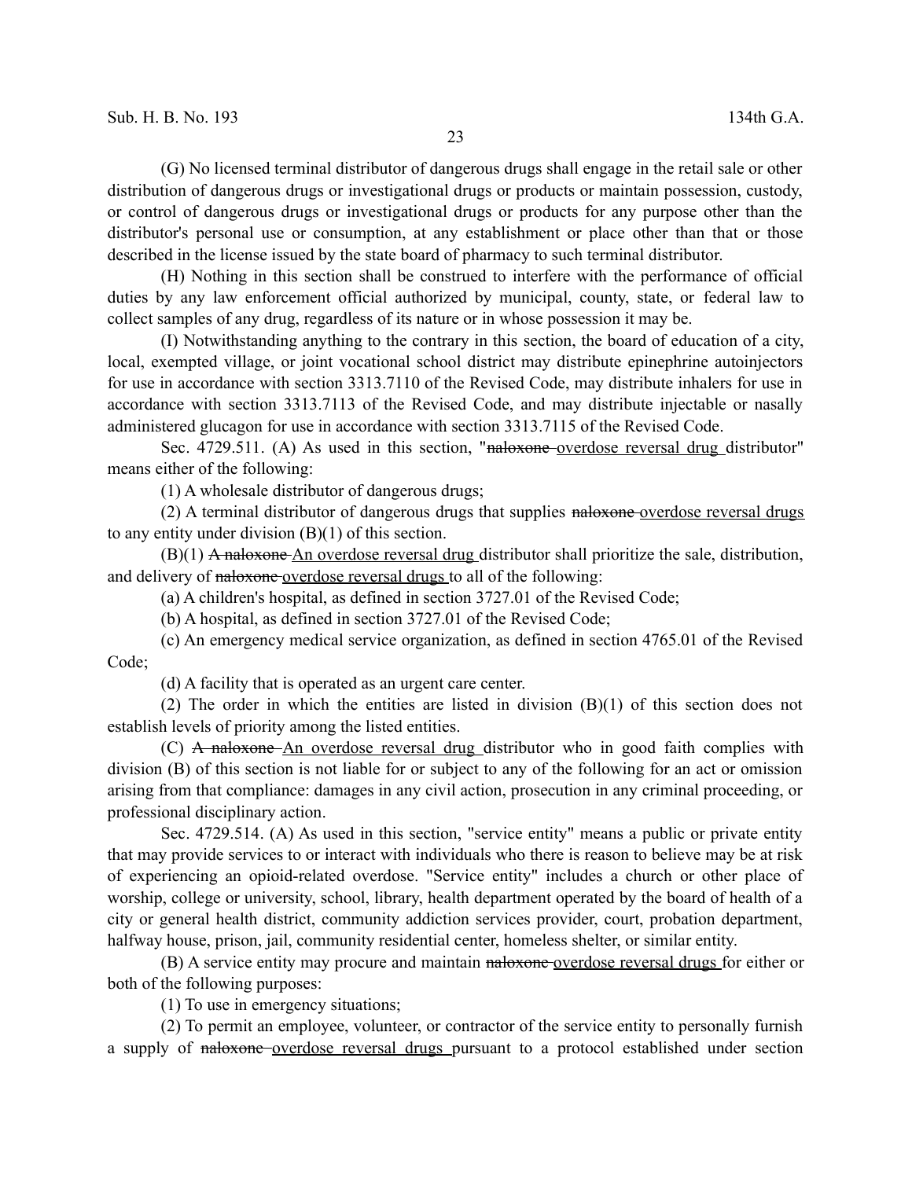(G) No licensed terminal distributor of dangerous drugs shall engage in the retail sale or other distribution of dangerous drugs or investigational drugs or products or maintain possession, custody, or control of dangerous drugs or investigational drugs or products for any purpose other than the distributor's personal use or consumption, at any establishment or place other than that or those described in the license issued by the state board of pharmacy to such terminal distributor.

(H) Nothing in this section shall be construed to interfere with the performance of official duties by any law enforcement official authorized by municipal, county, state, or federal law to collect samples of any drug, regardless of its nature or in whose possession it may be.

(I) Notwithstanding anything to the contrary in this section, the board of education of a city, local, exempted village, or joint vocational school district may distribute epinephrine autoinjectors for use in accordance with section 3313.7110 of the Revised Code, may distribute inhalers for use in accordance with section 3313.7113 of the Revised Code, and may distribute injectable or nasally administered glucagon for use in accordance with section 3313.7115 of the Revised Code.

Sec. 4729.511. (A) As used in this section, "~~naloxone~~ <u>overdose reversal drug</u> distributor" means either of the following:

(1) A wholesale distributor of dangerous drugs;

(2) A terminal distributor of dangerous drugs that supplies ~~naloxone~~ <u>overdose reversal drugs</u> to any entity under division (B)(1) of this section.

(B)(1) ~~A naloxone~~ <u>An overdose reversal drug</u> distributor shall prioritize the sale, distribution, and delivery of ~~naloxone~~ <u>overdose reversal drugs</u> to all of the following:

(a) A children's hospital, as defined in section 3727.01 of the Revised Code;

(b) A hospital, as defined in section 3727.01 of the Revised Code;

(c) An emergency medical service organization, as defined in section 4765.01 of the Revised Code;

(d) A facility that is operated as an urgent care center.

(2) The order in which the entities are listed in division (B)(1) of this section does not establish levels of priority among the listed entities.

(C) ~~A naloxone~~ <u>An overdose reversal drug</u> distributor who in good faith complies with division (B) of this section is not liable for or subject to any of the following for an act or omission arising from that compliance: damages in any civil action, prosecution in any criminal proceeding, or professional disciplinary action.

Sec. 4729.514. (A) As used in this section, "service entity" means a public or private entity that may provide services to or interact with individuals who there is reason to believe may be at risk of experiencing an opioid-related overdose. "Service entity" includes a church or other place of worship, college or university, school, library, health department operated by the board of health of a city or general health district, community addiction services provider, court, probation department, halfway house, prison, jail, community residential center, homeless shelter, or similar entity.

(B) A service entity may procure and maintain ~~naloxone~~ <u>overdose reversal drugs</u> for either or both of the following purposes:

(1) To use in emergency situations;

(2) To permit an employee, volunteer, or contractor of the service entity to personally furnish a supply of ~~naloxone~~ <u>overdose reversal drugs</u> pursuant to a protocol established under section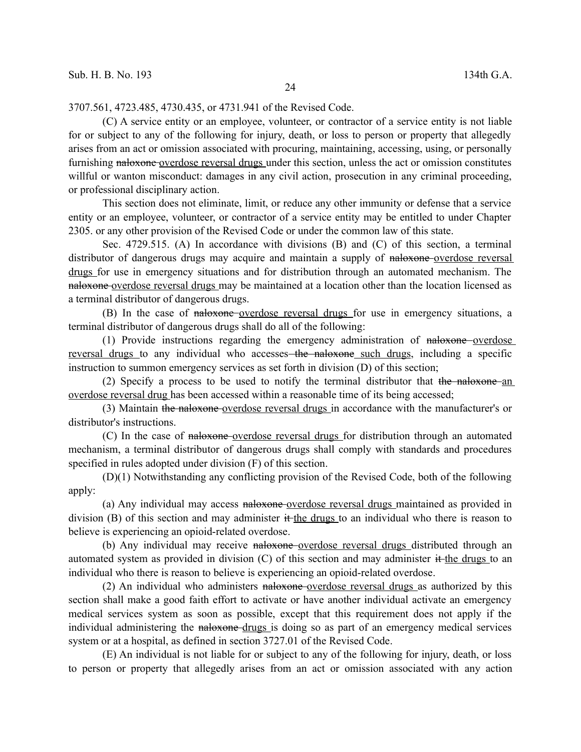3707.561, 4723.485, 4730.435, or 4731.941 of the Revised Code.

(C) A service entity or an employee, volunteer, or contractor of a service entity is not liable for or subject to any of the following for injury, death, or loss to person or property that allegedly arises from an act or omission associated with procuring, maintaining, accessing, using, or personally furnishing ~~naloxone~~ <u>overdose reversal drugs</u> under this section, unless the act or omission constitutes willful or wanton misconduct: damages in any civil action, prosecution in any criminal proceeding, or professional disciplinary action.

This section does not eliminate, limit, or reduce any other immunity or defense that a service entity or an employee, volunteer, or contractor of a service entity may be entitled to under Chapter 2305. or any other provision of the Revised Code or under the common law of this state.

Sec. 4729.515. (A) In accordance with divisions (B) and (C) of this section, a terminal distributor of dangerous drugs may acquire and maintain a supply of ~~naloxone~~ <u>overdose reversal drugs</u> for use in emergency situations and for distribution through an automated mechanism. The ~~naloxone~~ <u>overdose reversal drugs</u> may be maintained at a location other than the location licensed as a terminal distributor of dangerous drugs.

(B) In the case of ~~naloxone~~ <u>overdose reversal drugs</u> for use in emergency situations, a terminal distributor of dangerous drugs shall do all of the following:

(1) Provide instructions regarding the emergency administration of ~~naloxone~~ <u>overdose reversal drugs</u> to any individual who accesses ~~the naloxone~~ <u>such drugs</u>, including a specific instruction to summon emergency services as set forth in division (D) of this section;

(2) Specify a process to be used to notify the terminal distributor that ~~the naloxone~~ <u>an overdose reversal drug</u> has been accessed within a reasonable time of its being accessed;

(3) Maintain ~~the naloxone~~ <u>overdose reversal drugs</u> in accordance with the manufacturer's or distributor's instructions.

(C) In the case of ~~naloxone~~ <u>overdose reversal drugs</u> for distribution through an automated mechanism, a terminal distributor of dangerous drugs shall comply with standards and procedures specified in rules adopted under division (F) of this section.

(D)(1) Notwithstanding any conflicting provision of the Revised Code, both of the following apply:

(a) Any individual may access ~~naloxone~~ <u>overdose reversal drugs</u> maintained as provided in division (B) of this section and may administer ~~it~~ <u>the drugs</u> to an individual who there is reason to believe is experiencing an opioid-related overdose.

(b) Any individual may receive ~~naloxone~~ <u>overdose reversal drugs</u> distributed through an automated system as provided in division (C) of this section and may administer ~~it~~ <u>the drugs</u> to an individual who there is reason to believe is experiencing an opioid-related overdose.

(2) An individual who administers ~~naloxone~~ <u>overdose reversal drugs</u> as authorized by this section shall make a good faith effort to activate or have another individual activate an emergency medical services system as soon as possible, except that this requirement does not apply if the individual administering the ~~naloxone~~ <u>drugs</u> is doing so as part of an emergency medical services system or at a hospital, as defined in section 3727.01 of the Revised Code.

(E) An individual is not liable for or subject to any of the following for injury, death, or loss to person or property that allegedly arises from an act or omission associated with any action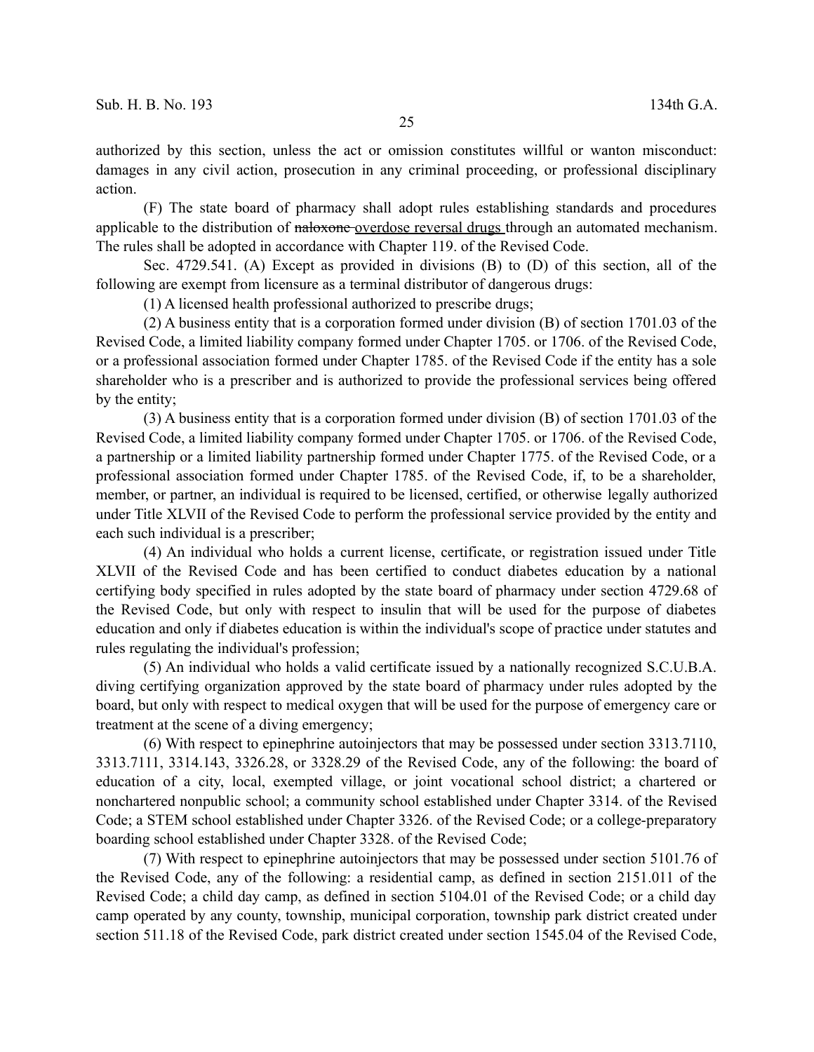authorized by this section, unless the act or omission constitutes willful or wanton misconduct: damages in any civil action, prosecution in any criminal proceeding, or professional disciplinary action.

(F) The state board of pharmacy shall adopt rules establishing standards and procedures applicable to the distribution of ~~naloxone~~ overdose reversal drugs through an automated mechanism. The rules shall be adopted in accordance with Chapter 119. of the Revised Code.

Sec. 4729.541. (A) Except as provided in divisions (B) to (D) of this section, all of the following are exempt from licensure as a terminal distributor of dangerous drugs:

(1) A licensed health professional authorized to prescribe drugs;

(2) A business entity that is a corporation formed under division (B) of section 1701.03 of the Revised Code, a limited liability company formed under Chapter 1705. or 1706. of the Revised Code, or a professional association formed under Chapter 1785. of the Revised Code if the entity has a sole shareholder who is a prescriber and is authorized to provide the professional services being offered by the entity;

(3) A business entity that is a corporation formed under division (B) of section 1701.03 of the Revised Code, a limited liability company formed under Chapter 1705. or 1706. of the Revised Code, a partnership or a limited liability partnership formed under Chapter 1775. of the Revised Code, or a professional association formed under Chapter 1785. of the Revised Code, if, to be a shareholder, member, or partner, an individual is required to be licensed, certified, or otherwise legally authorized under Title XLVII of the Revised Code to perform the professional service provided by the entity and each such individual is a prescriber;

(4) An individual who holds a current license, certificate, or registration issued under Title XLVII of the Revised Code and has been certified to conduct diabetes education by a national certifying body specified in rules adopted by the state board of pharmacy under section 4729.68 of the Revised Code, but only with respect to insulin that will be used for the purpose of diabetes education and only if diabetes education is within the individual's scope of practice under statutes and rules regulating the individual's profession;

(5) An individual who holds a valid certificate issued by a nationally recognized S.C.U.B.A. diving certifying organization approved by the state board of pharmacy under rules adopted by the board, but only with respect to medical oxygen that will be used for the purpose of emergency care or treatment at the scene of a diving emergency;

(6) With respect to epinephrine autoinjectors that may be possessed under section 3313.7110, 3313.7111, 3314.143, 3326.28, or 3328.29 of the Revised Code, any of the following: the board of education of a city, local, exempted village, or joint vocational school district; a chartered or nonchartered nonpublic school; a community school established under Chapter 3314. of the Revised Code; a STEM school established under Chapter 3326. of the Revised Code; or a college-preparatory boarding school established under Chapter 3328. of the Revised Code;

(7) With respect to epinephrine autoinjectors that may be possessed under section 5101.76 of the Revised Code, any of the following: a residential camp, as defined in section 2151.011 of the Revised Code; a child day camp, as defined in section 5104.01 of the Revised Code; or a child day camp operated by any county, township, municipal corporation, township park district created under section 511.18 of the Revised Code, park district created under section 1545.04 of the Revised Code,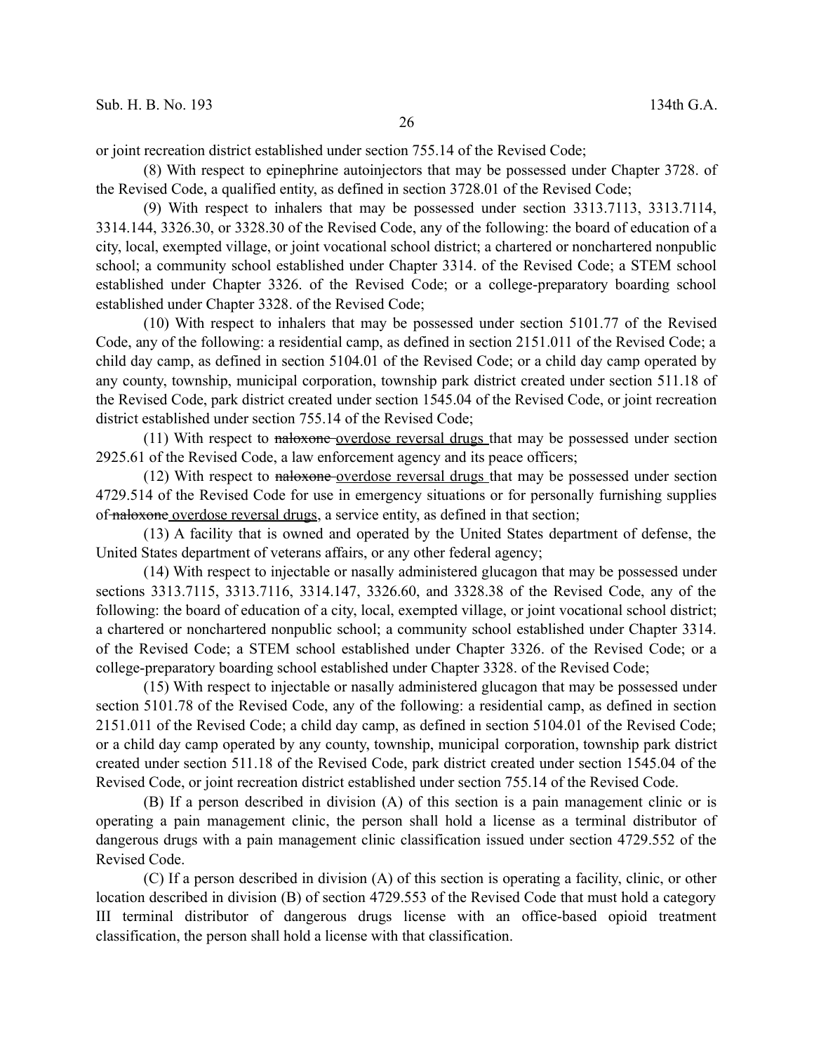or joint recreation district established under section 755.14 of the Revised Code;

(8) With respect to epinephrine autoinjectors that may be possessed under Chapter 3728. of the Revised Code, a qualified entity, as defined in section 3728.01 of the Revised Code;

(9) With respect to inhalers that may be possessed under section 3313.7113, 3313.7114, 3314.144, 3326.30, or 3328.30 of the Revised Code, any of the following: the board of education of a city, local, exempted village, or joint vocational school district; a chartered or nonchartered nonpublic school; a community school established under Chapter 3314. of the Revised Code; a STEM school established under Chapter 3326. of the Revised Code; or a college-preparatory boarding school established under Chapter 3328. of the Revised Code;

(10) With respect to inhalers that may be possessed under section 5101.77 of the Revised Code, any of the following: a residential camp, as defined in section 2151.011 of the Revised Code; a child day camp, as defined in section 5104.01 of the Revised Code; or a child day camp operated by any county, township, municipal corporation, township park district created under section 511.18 of the Revised Code, park district created under section 1545.04 of the Revised Code, or joint recreation district established under section 755.14 of the Revised Code;

(11) With respect to ~~naloxone~~ <u>overdose reversal drugs</u> that may be possessed under section 2925.61 of the Revised Code, a law enforcement agency and its peace officers;

(12) With respect to ~~naloxone~~ <u>overdose reversal drugs</u> that may be possessed under section 4729.514 of the Revised Code for use in emergency situations or for personally furnishing supplies of ~~naloxone~~ <u>overdose reversal drugs</u>, a service entity, as defined in that section;

(13) A facility that is owned and operated by the United States department of defense, the United States department of veterans affairs, or any other federal agency;

(14) With respect to injectable or nasally administered glucagon that may be possessed under sections 3313.7115, 3313.7116, 3314.147, 3326.60, and 3328.38 of the Revised Code, any of the following: the board of education of a city, local, exempted village, or joint vocational school district; a chartered or nonchartered nonpublic school; a community school established under Chapter 3314. of the Revised Code; a STEM school established under Chapter 3326. of the Revised Code; or a college-preparatory boarding school established under Chapter 3328. of the Revised Code;

(15) With respect to injectable or nasally administered glucagon that may be possessed under section 5101.78 of the Revised Code, any of the following: a residential camp, as defined in section 2151.011 of the Revised Code; a child day camp, as defined in section 5104.01 of the Revised Code; or a child day camp operated by any county, township, municipal corporation, township park district created under section 511.18 of the Revised Code, park district created under section 1545.04 of the Revised Code, or joint recreation district established under section 755.14 of the Revised Code.

(B) If a person described in division (A) of this section is a pain management clinic or is operating a pain management clinic, the person shall hold a license as a terminal distributor of dangerous drugs with a pain management clinic classification issued under section 4729.552 of the Revised Code.

(C) If a person described in division (A) of this section is operating a facility, clinic, or other location described in division (B) of section 4729.553 of the Revised Code that must hold a category III terminal distributor of dangerous drugs license with an office-based opioid treatment classification, the person shall hold a license with that classification.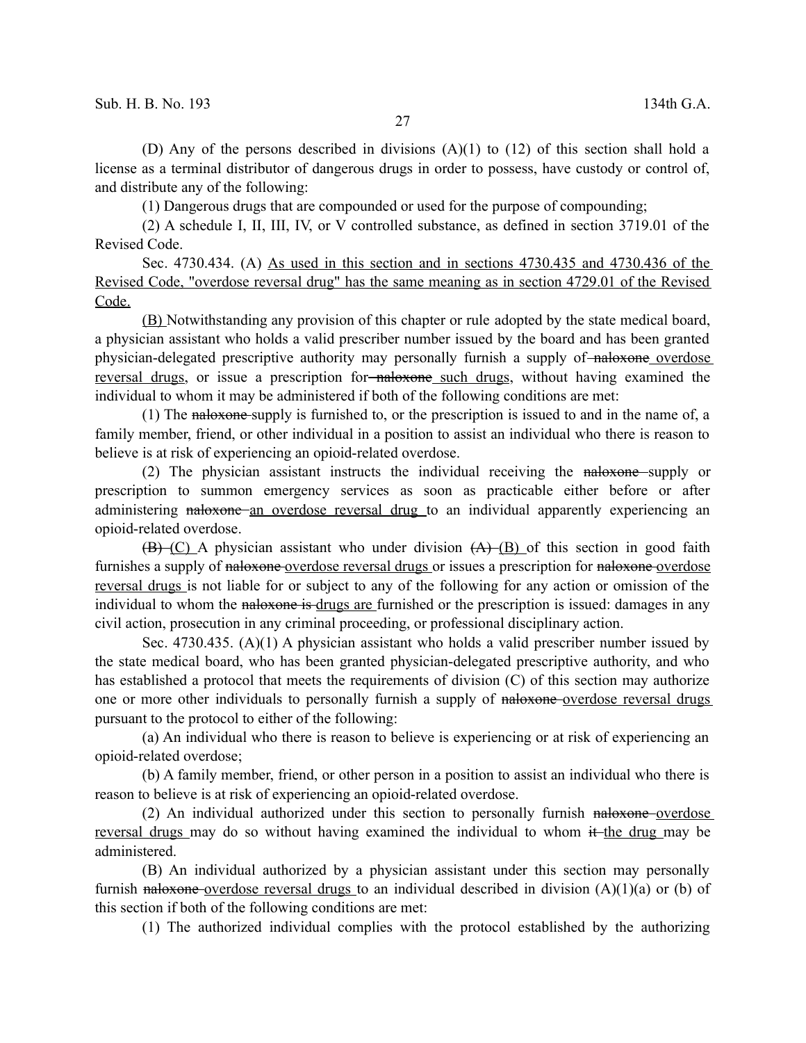(D) Any of the persons described in divisions (A)(1) to (12) of this section shall hold a license as a terminal distributor of dangerous drugs in order to possess, have custody or control of, and distribute any of the following:

(1) Dangerous drugs that are compounded or used for the purpose of compounding;

(2) A schedule I, II, III, IV, or V controlled substance, as defined in section 3719.01 of the Revised Code.

Sec. 4730.434. (A) <u>As used in this section and in sections 4730.435 and 4730.436 of the Revised Code, "overdose reversal drug" has the same meaning as in section 4729.01 of the Revised Code.</u>

<u>(B)</u> Notwithstanding any provision of this chapter or rule adopted by the state medical board, a physician assistant who holds a valid prescriber number issued by the board and has been granted physician-delegated prescriptive authority may personally furnish a supply of ~~naloxone~~ <u>overdose reversal drugs</u>, or issue a prescription for ~~naloxone~~ <u>such drugs</u>, without having examined the individual to whom it may be administered if both of the following conditions are met:

(1) The ~~naloxone~~ supply is furnished to, or the prescription is issued to and in the name of, a family member, friend, or other individual in a position to assist an individual who there is reason to believe is at risk of experiencing an opioid-related overdose.

(2) The physician assistant instructs the individual receiving the ~~naloxone~~ supply or prescription to summon emergency services as soon as practicable either before or after administering ~~naloxone~~ <u>an overdose reversal drug</u> to an individual apparently experiencing an opioid-related overdose.

~~(B)~~ <u>(C)</u> A physician assistant who under division ~~(A)~~ <u>(B)</u> of this section in good faith furnishes a supply of ~~naloxone~~ <u>overdose reversal drugs</u> or issues a prescription for ~~naloxone~~ <u>overdose reversal drugs</u> is not liable for or subject to any of the following for any action or omission of the individual to whom the ~~naloxone is~~ <u>drugs are</u> furnished or the prescription is issued: damages in any civil action, prosecution in any criminal proceeding, or professional disciplinary action.

Sec. 4730.435. (A)(1) A physician assistant who holds a valid prescriber number issued by the state medical board, who has been granted physician-delegated prescriptive authority, and who has established a protocol that meets the requirements of division (C) of this section may authorize one or more other individuals to personally furnish a supply of ~~naloxone~~ <u>overdose reversal drugs</u> pursuant to the protocol to either of the following:

(a) An individual who there is reason to believe is experiencing or at risk of experiencing an opioid-related overdose;

(b) A family member, friend, or other person in a position to assist an individual who there is reason to believe is at risk of experiencing an opioid-related overdose.

(2) An individual authorized under this section to personally furnish ~~naloxone~~ <u>overdose reversal drugs</u> may do so without having examined the individual to whom ~~it~~ <u>the drug</u> may be administered.

(B) An individual authorized by a physician assistant under this section may personally furnish ~~naloxone~~ <u>overdose reversal drugs</u> to an individual described in division (A)(1)(a) or (b) of this section if both of the following conditions are met:

(1) The authorized individual complies with the protocol established by the authorizing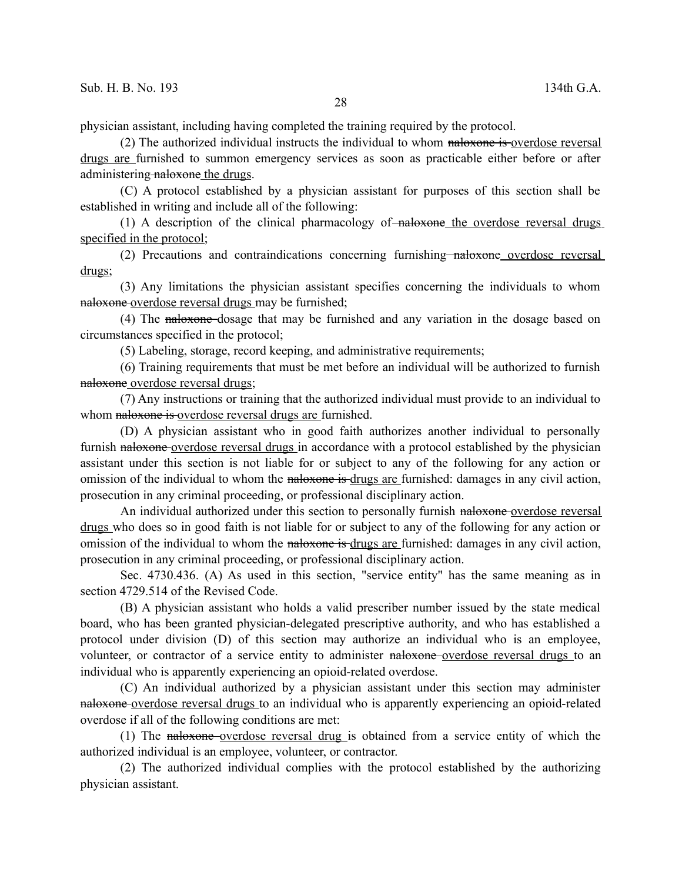physician assistant, including having completed the training required by the protocol.

(2) The authorized individual instructs the individual to whom ~~naloxone is~~ <u>overdose reversal drugs are</u> furnished to summon emergency services as soon as practicable either before or after administering ~~naloxone~~ <u>the drugs</u>.

(C) A protocol established by a physician assistant for purposes of this section shall be established in writing and include all of the following:

(1) A description of the clinical pharmacology of ~~naloxone~~ <u>the overdose reversal drugs specified in the protocol</u>;

(2) Precautions and contraindications concerning furnishing ~~naloxone~~ <u>overdose reversal drugs</u>;

(3) Any limitations the physician assistant specifies concerning the individuals to whom ~~naloxone~~ <u>overdose reversal drugs</u> may be furnished;

(4) The ~~naloxone~~ dosage that may be furnished and any variation in the dosage based on circumstances specified in the protocol;

(5) Labeling, storage, record keeping, and administrative requirements;

(6) Training requirements that must be met before an individual will be authorized to furnish ~~naloxone~~ <u>overdose reversal drugs</u>;

(7) Any instructions or training that the authorized individual must provide to an individual to whom ~~naloxone is~~ <u>overdose reversal drugs are</u> furnished.

(D) A physician assistant who in good faith authorizes another individual to personally furnish ~~naloxone~~ <u>overdose reversal drugs</u> in accordance with a protocol established by the physician assistant under this section is not liable for or subject to any of the following for any action or omission of the individual to whom the ~~naloxone is~~ <u>drugs are</u> furnished: damages in any civil action, prosecution in any criminal proceeding, or professional disciplinary action.

An individual authorized under this section to personally furnish ~~naloxone~~ <u>overdose reversal drugs</u> who does so in good faith is not liable for or subject to any of the following for any action or omission of the individual to whom the ~~naloxone is~~ <u>drugs are</u> furnished: damages in any civil action, prosecution in any criminal proceeding, or professional disciplinary action.

Sec. 4730.436. (A) As used in this section, "service entity" has the same meaning as in section 4729.514 of the Revised Code.

(B) A physician assistant who holds a valid prescriber number issued by the state medical board, who has been granted physician-delegated prescriptive authority, and who has established a protocol under division (D) of this section may authorize an individual who is an employee, volunteer, or contractor of a service entity to administer ~~naloxone~~ <u>overdose reversal drugs</u> to an individual who is apparently experiencing an opioid-related overdose.

(C) An individual authorized by a physician assistant under this section may administer ~~naloxone~~ <u>overdose reversal drugs</u> to an individual who is apparently experiencing an opioid-related overdose if all of the following conditions are met:

(1) The ~~naloxone~~ <u>overdose reversal drug</u> is obtained from a service entity of which the authorized individual is an employee, volunteer, or contractor.

(2) The authorized individual complies with the protocol established by the authorizing physician assistant.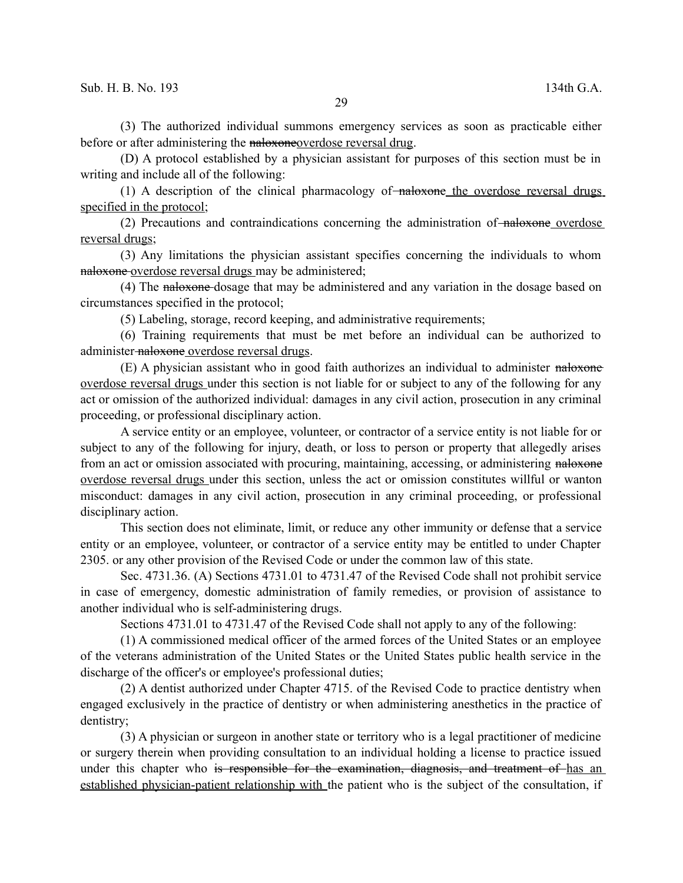(3) The authorized individual summons emergency services as soon as practicable either before or after administering the ~~naloxone~~<u>overdose reversal drug</u>.

(D) A protocol established by a physician assistant for purposes of this section must be in writing and include all of the following:

(1) A description of the clinical pharmacology of ~~naloxone~~ <u>the overdose reversal drugs specified in the protocol</u>;

(2) Precautions and contraindications concerning the administration of ~~naloxone~~ <u>overdose reversal drugs</u>;

(3) Any limitations the physician assistant specifies concerning the individuals to whom ~~naloxone~~ <u>overdose reversal drugs</u> may be administered;

(4) The ~~naloxone~~ dosage that may be administered and any variation in the dosage based on circumstances specified in the protocol;

(5) Labeling, storage, record keeping, and administrative requirements;

(6) Training requirements that must be met before an individual can be authorized to administer ~~naloxone~~ <u>overdose reversal drugs</u>.

(E) A physician assistant who in good faith authorizes an individual to administer ~~naloxone~~ <u>overdose reversal drugs</u> under this section is not liable for or subject to any of the following for any act or omission of the authorized individual: damages in any civil action, prosecution in any criminal proceeding, or professional disciplinary action.

A service entity or an employee, volunteer, or contractor of a service entity is not liable for or subject to any of the following for injury, death, or loss to person or property that allegedly arises from an act or omission associated with procuring, maintaining, accessing, or administering ~~naloxone~~ <u>overdose reversal drugs</u> under this section, unless the act or omission constitutes willful or wanton misconduct: damages in any civil action, prosecution in any criminal proceeding, or professional disciplinary action.

This section does not eliminate, limit, or reduce any other immunity or defense that a service entity or an employee, volunteer, or contractor of a service entity may be entitled to under Chapter 2305. or any other provision of the Revised Code or under the common law of this state.

Sec. 4731.36. (A) Sections 4731.01 to 4731.47 of the Revised Code shall not prohibit service in case of emergency, domestic administration of family remedies, or provision of assistance to another individual who is self-administering drugs.

Sections 4731.01 to 4731.47 of the Revised Code shall not apply to any of the following:

(1) A commissioned medical officer of the armed forces of the United States or an employee of the veterans administration of the United States or the United States public health service in the discharge of the officer's or employee's professional duties;

(2) A dentist authorized under Chapter 4715. of the Revised Code to practice dentistry when engaged exclusively in the practice of dentistry or when administering anesthetics in the practice of dentistry;

(3) A physician or surgeon in another state or territory who is a legal practitioner of medicine or surgery therein when providing consultation to an individual holding a license to practice issued under this chapter who ~~is responsible for the examination, diagnosis, and treatment of~~ <u>has an established physician-patient relationship with</u> the patient who is the subject of the consultation, if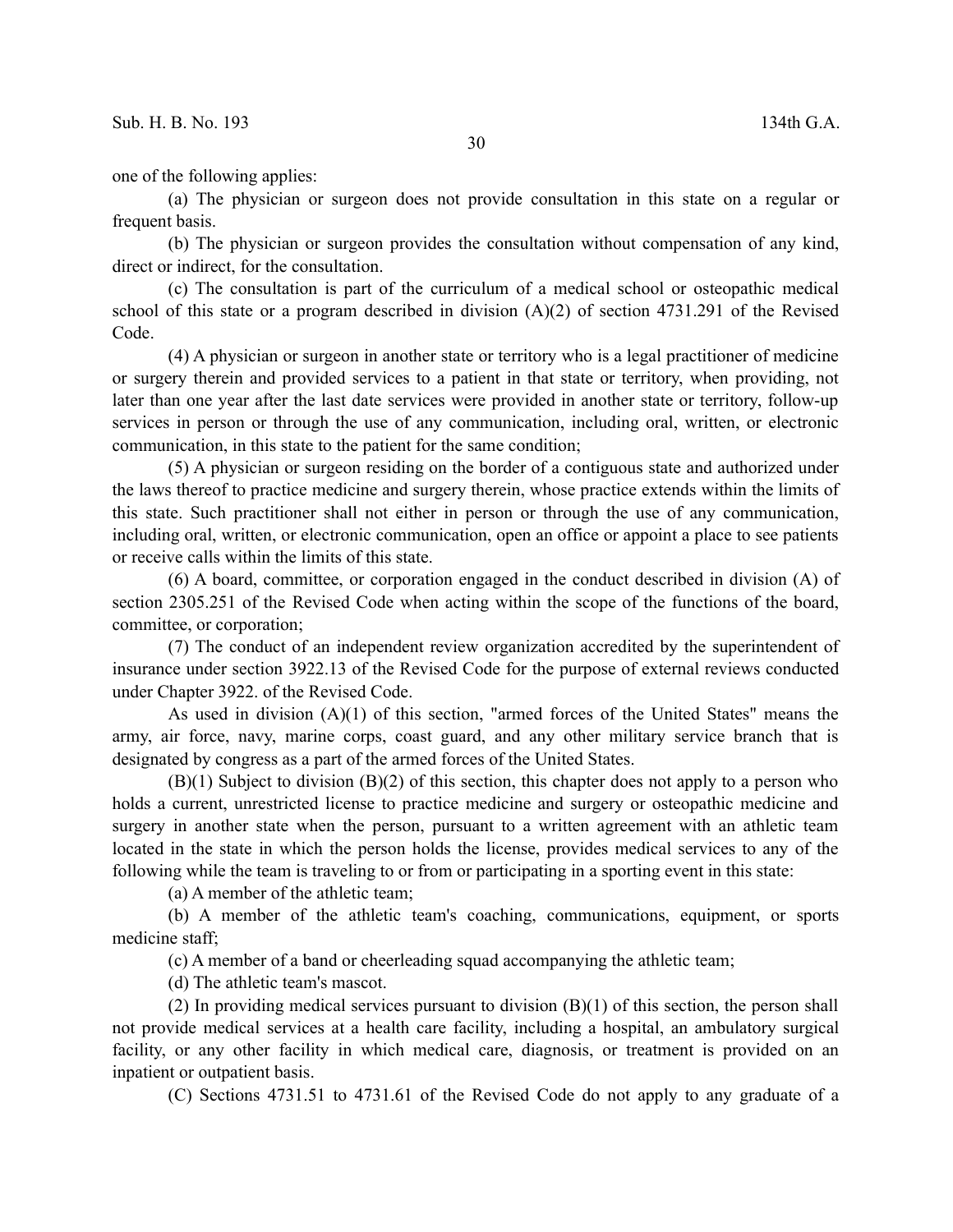one of the following applies:

(a) The physician or surgeon does not provide consultation in this state on a regular or frequent basis.

(b) The physician or surgeon provides the consultation without compensation of any kind, direct or indirect, for the consultation.

(c) The consultation is part of the curriculum of a medical school or osteopathic medical school of this state or a program described in division (A)(2) of section 4731.291 of the Revised Code.

(4) A physician or surgeon in another state or territory who is a legal practitioner of medicine or surgery therein and provided services to a patient in that state or territory, when providing, not later than one year after the last date services were provided in another state or territory, follow-up services in person or through the use of any communication, including oral, written, or electronic communication, in this state to the patient for the same condition;

(5) A physician or surgeon residing on the border of a contiguous state and authorized under the laws thereof to practice medicine and surgery therein, whose practice extends within the limits of this state. Such practitioner shall not either in person or through the use of any communication, including oral, written, or electronic communication, open an office or appoint a place to see patients or receive calls within the limits of this state.

(6) A board, committee, or corporation engaged in the conduct described in division (A) of section 2305.251 of the Revised Code when acting within the scope of the functions of the board, committee, or corporation;

(7) The conduct of an independent review organization accredited by the superintendent of insurance under section 3922.13 of the Revised Code for the purpose of external reviews conducted under Chapter 3922. of the Revised Code.

As used in division (A)(1) of this section, "armed forces of the United States" means the army, air force, navy, marine corps, coast guard, and any other military service branch that is designated by congress as a part of the armed forces of the United States.

(B)(1) Subject to division (B)(2) of this section, this chapter does not apply to a person who holds a current, unrestricted license to practice medicine and surgery or osteopathic medicine and surgery in another state when the person, pursuant to a written agreement with an athletic team located in the state in which the person holds the license, provides medical services to any of the following while the team is traveling to or from or participating in a sporting event in this state:

(a) A member of the athletic team;

(b) A member of the athletic team's coaching, communications, equipment, or sports medicine staff;

(c) A member of a band or cheerleading squad accompanying the athletic team;

(d) The athletic team's mascot.

(2) In providing medical services pursuant to division (B)(1) of this section, the person shall not provide medical services at a health care facility, including a hospital, an ambulatory surgical facility, or any other facility in which medical care, diagnosis, or treatment is provided on an inpatient or outpatient basis.

(C) Sections 4731.51 to 4731.61 of the Revised Code do not apply to any graduate of a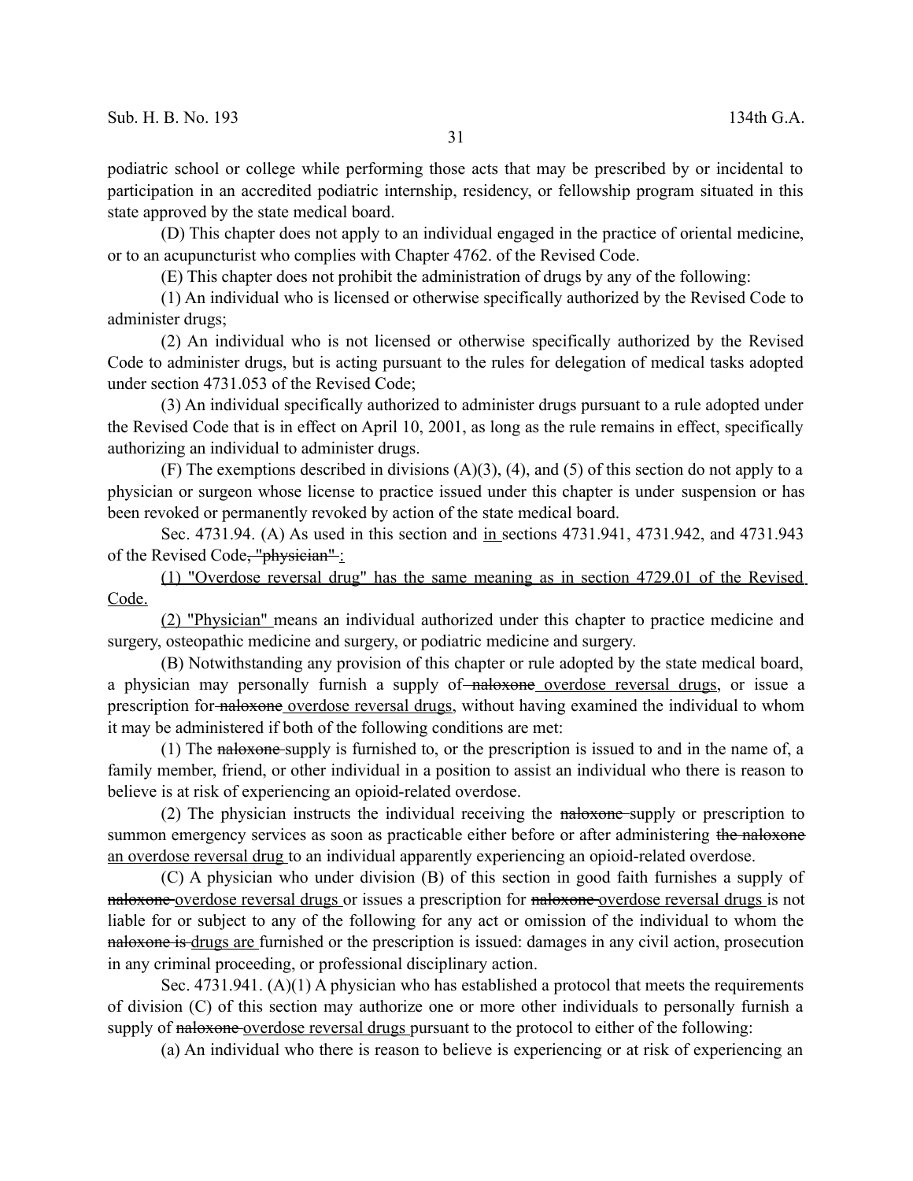podiatric school or college while performing those acts that may be prescribed by or incidental to participation in an accredited podiatric internship, residency, or fellowship program situated in this state approved by the state medical board.

(D) This chapter does not apply to an individual engaged in the practice of oriental medicine, or to an acupuncturist who complies with Chapter 4762. of the Revised Code.

(E) This chapter does not prohibit the administration of drugs by any of the following:

(1) An individual who is licensed or otherwise specifically authorized by the Revised Code to administer drugs;

(2) An individual who is not licensed or otherwise specifically authorized by the Revised Code to administer drugs, but is acting pursuant to the rules for delegation of medical tasks adopted under section 4731.053 of the Revised Code;

(3) An individual specifically authorized to administer drugs pursuant to a rule adopted under the Revised Code that is in effect on April 10, 2001, as long as the rule remains in effect, specifically authorizing an individual to administer drugs.

(F) The exemptions described in divisions (A)(3), (4), and (5) of this section do not apply to a physician or surgeon whose license to practice issued under this chapter is under suspension or has been revoked or permanently revoked by action of the state medical board.

Sec. 4731.94. (A) As used in this section and <u>in</u> sections 4731.941, 4731.942, and 4731.943 of the Revised Code~~, "physician"~~ <u>:</u>

<u>(1) "Overdose reversal drug" has the same meaning as in section 4729.01 of the Revised Code.</u>

<u>(2) "Physician"</u> means an individual authorized under this chapter to practice medicine and surgery, osteopathic medicine and surgery, or podiatric medicine and surgery.

(B) Notwithstanding any provision of this chapter or rule adopted by the state medical board, a physician may personally furnish a supply of ~~naloxone~~ <u>overdose reversal drugs</u>, or issue a prescription for ~~naloxone~~ <u>overdose reversal drugs</u>, without having examined the individual to whom it may be administered if both of the following conditions are met:

(1) The ~~naloxone~~ supply is furnished to, or the prescription is issued to and in the name of, a family member, friend, or other individual in a position to assist an individual who there is reason to believe is at risk of experiencing an opioid-related overdose.

(2) The physician instructs the individual receiving the ~~naloxone~~ supply or prescription to summon emergency services as soon as practicable either before or after administering ~~the naloxone~~ <u>an overdose reversal drug</u> to an individual apparently experiencing an opioid-related overdose.

(C) A physician who under division (B) of this section in good faith furnishes a supply of ~~naloxone~~ <u>overdose reversal drugs</u> or issues a prescription for ~~naloxone~~ <u>overdose reversal drugs</u> is not liable for or subject to any of the following for any act or omission of the individual to whom the ~~naloxone is~~ <u>drugs are</u> furnished or the prescription is issued: damages in any civil action, prosecution in any criminal proceeding, or professional disciplinary action.

Sec. 4731.941. (A)(1) A physician who has established a protocol that meets the requirements of division (C) of this section may authorize one or more other individuals to personally furnish a supply of ~~naloxone~~ <u>overdose reversal drugs</u> pursuant to the protocol to either of the following:

(a) An individual who there is reason to believe is experiencing or at risk of experiencing an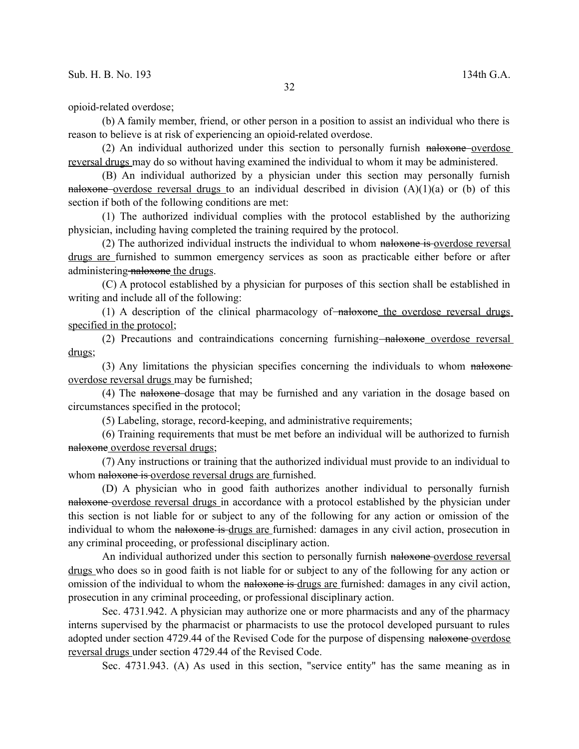opioid-related overdose;

(b) A family member, friend, or other person in a position to assist an individual who there is reason to believe is at risk of experiencing an opioid-related overdose.

(2) An individual authorized under this section to personally furnish ~~naloxone~~ <u>overdose reversal drugs</u> may do so without having examined the individual to whom it may be administered.

(B) An individual authorized by a physician under this section may personally furnish ~~naloxone~~ <u>overdose reversal drugs</u> to an individual described in division (A)(1)(a) or (b) of this section if both of the following conditions are met:

(1) The authorized individual complies with the protocol established by the authorizing physician, including having completed the training required by the protocol.

(2) The authorized individual instructs the individual to whom ~~naloxone is~~ <u>overdose reversal drugs are</u> furnished to summon emergency services as soon as practicable either before or after administering ~~naloxone~~ <u>the drugs</u>.

(C) A protocol established by a physician for purposes of this section shall be established in writing and include all of the following:

(1) A description of the clinical pharmacology of ~~naloxone~~ <u>the overdose reversal drugs specified in the protocol</u>;

(2) Precautions and contraindications concerning furnishing ~~naloxone~~ <u>overdose reversal drugs</u>;

(3) Any limitations the physician specifies concerning the individuals to whom ~~naloxone~~ <u>overdose reversal drugs</u> may be furnished;

(4) The ~~naloxone~~ dosage that may be furnished and any variation in the dosage based on circumstances specified in the protocol;

(5) Labeling, storage, record-keeping, and administrative requirements;

(6) Training requirements that must be met before an individual will be authorized to furnish ~~naloxone~~ <u>overdose reversal drugs</u>;

(7) Any instructions or training that the authorized individual must provide to an individual to whom ~~naloxone is~~ <u>overdose reversal drugs are</u> furnished.

(D) A physician who in good faith authorizes another individual to personally furnish ~~naloxone~~ <u>overdose reversal drugs</u> in accordance with a protocol established by the physician under this section is not liable for or subject to any of the following for any action or omission of the individual to whom the ~~naloxone is~~ <u>drugs are</u> furnished: damages in any civil action, prosecution in any criminal proceeding, or professional disciplinary action.

An individual authorized under this section to personally furnish ~~naloxone~~ <u>overdose reversal drugs</u> who does so in good faith is not liable for or subject to any of the following for any action or omission of the individual to whom the ~~naloxone is~~ <u>drugs are</u> furnished: damages in any civil action, prosecution in any criminal proceeding, or professional disciplinary action.

Sec. 4731.942. A physician may authorize one or more pharmacists and any of the pharmacy interns supervised by the pharmacist or pharmacists to use the protocol developed pursuant to rules adopted under section 4729.44 of the Revised Code for the purpose of dispensing ~~naloxone~~ <u>overdose reversal drugs</u> under section 4729.44 of the Revised Code.

Sec. 4731.943. (A) As used in this section, "service entity" has the same meaning as in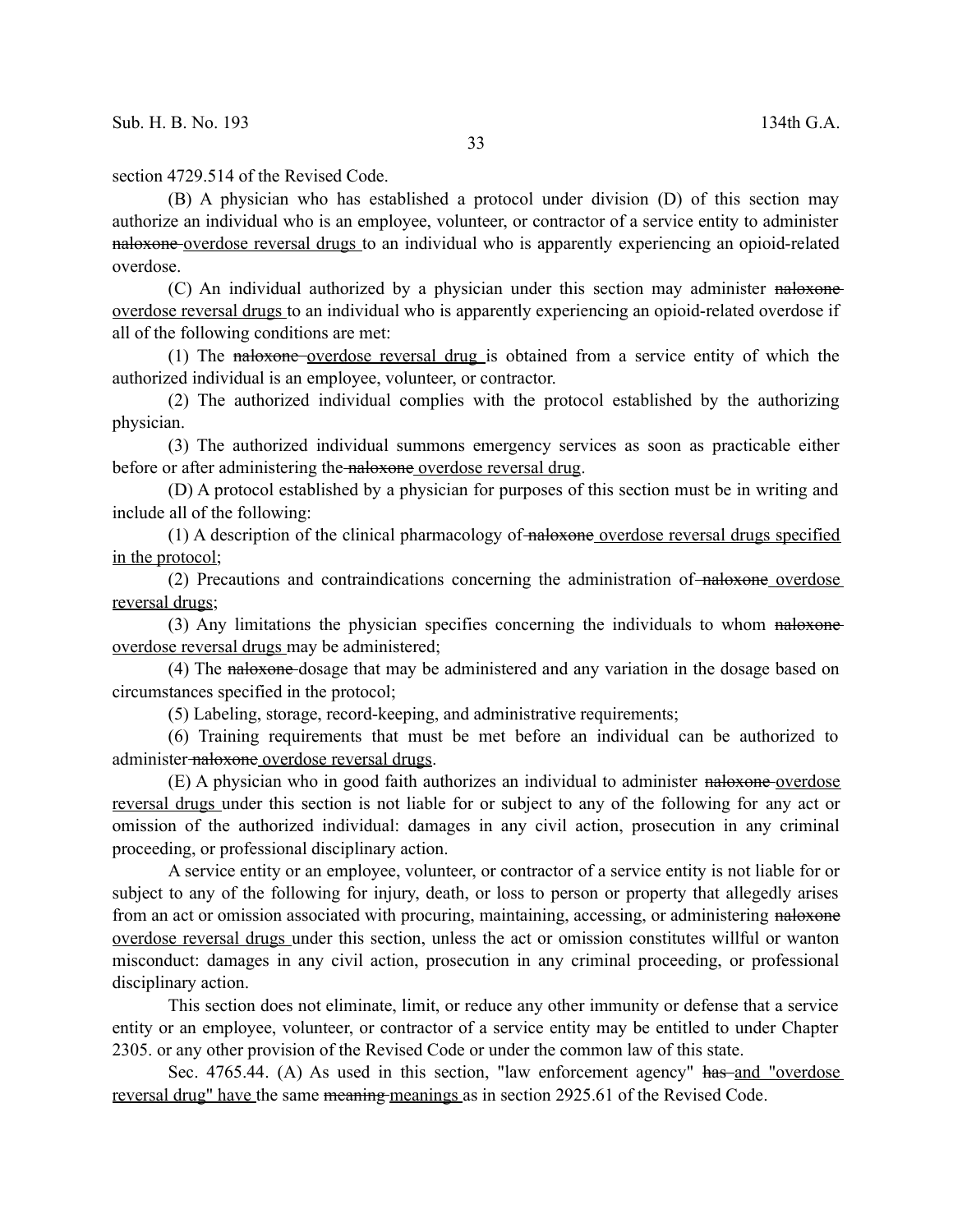section 4729.514 of the Revised Code.

(B) A physician who has established a protocol under division (D) of this section may authorize an individual who is an employee, volunteer, or contractor of a service entity to administer ~~naloxone~~ <u>overdose reversal drugs</u> to an individual who is apparently experiencing an opioid-related overdose.

(C) An individual authorized by a physician under this section may administer ~~naloxone~~ <u>overdose reversal drugs</u> to an individual who is apparently experiencing an opioid-related overdose if all of the following conditions are met:

(1) The ~~naloxone~~ <u>overdose reversal drug</u> is obtained from a service entity of which the authorized individual is an employee, volunteer, or contractor.

(2) The authorized individual complies with the protocol established by the authorizing physician.

(3) The authorized individual summons emergency services as soon as practicable either before or after administering the ~~naloxone~~ <u>overdose reversal drug</u>.

(D) A protocol established by a physician for purposes of this section must be in writing and include all of the following:

(1) A description of the clinical pharmacology of ~~naloxone~~ <u>overdose reversal drugs specified in the protocol</u>;

(2) Precautions and contraindications concerning the administration of ~~naloxone~~ <u>overdose reversal drugs</u>;

(3) Any limitations the physician specifies concerning the individuals to whom ~~naloxone~~ <u>overdose reversal drugs</u> may be administered;

(4) The ~~naloxone~~ dosage that may be administered and any variation in the dosage based on circumstances specified in the protocol;

(5) Labeling, storage, record-keeping, and administrative requirements;

(6) Training requirements that must be met before an individual can be authorized to administer ~~naloxone~~ <u>overdose reversal drugs</u>.

(E) A physician who in good faith authorizes an individual to administer ~~naloxone~~ <u>overdose reversal drugs</u> under this section is not liable for or subject to any of the following for any act or omission of the authorized individual: damages in any civil action, prosecution in any criminal proceeding, or professional disciplinary action.

A service entity or an employee, volunteer, or contractor of a service entity is not liable for or subject to any of the following for injury, death, or loss to person or property that allegedly arises from an act or omission associated with procuring, maintaining, accessing, or administering ~~naloxone~~ <u>overdose reversal drugs</u> under this section, unless the act or omission constitutes willful or wanton misconduct: damages in any civil action, prosecution in any criminal proceeding, or professional disciplinary action.

This section does not eliminate, limit, or reduce any other immunity or defense that a service entity or an employee, volunteer, or contractor of a service entity may be entitled to under Chapter 2305. or any other provision of the Revised Code or under the common law of this state.

Sec. 4765.44. (A) As used in this section, "law enforcement agency" ~~has~~ <u>and "overdose reversal drug" have</u> the same ~~meaning~~ <u>meanings</u> as in section 2925.61 of the Revised Code.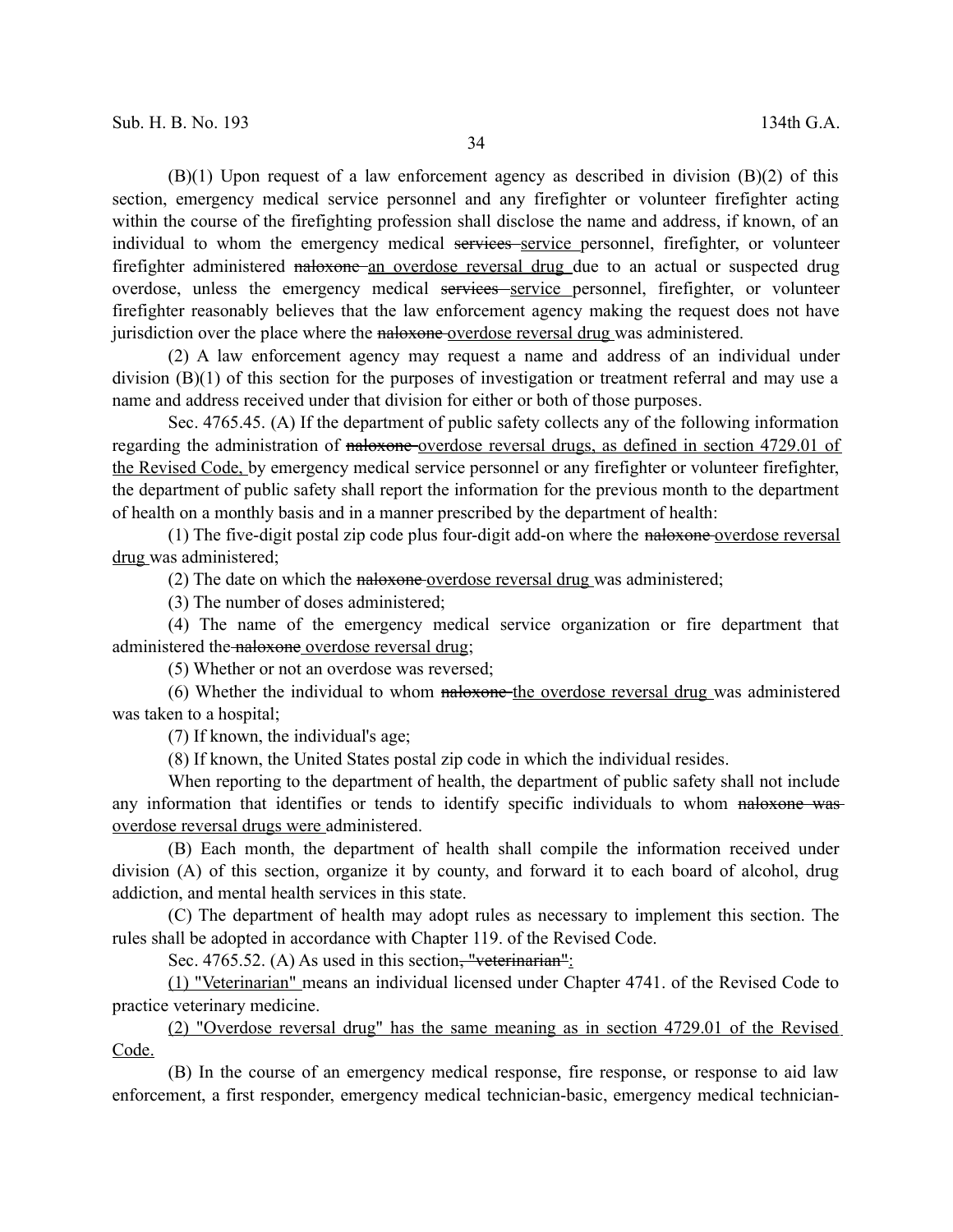(B)(1) Upon request of a law enforcement agency as described in division (B)(2) of this section, emergency medical service personnel and any firefighter or volunteer firefighter acting within the course of the firefighting profession shall disclose the name and address, if known, of an individual to whom the emergency medical ~~services~~ service personnel, firefighter, or volunteer firefighter administered ~~naloxone~~ an overdose reversal drug due to an actual or suspected drug overdose, unless the emergency medical ~~services~~ service personnel, firefighter, or volunteer firefighter reasonably believes that the law enforcement agency making the request does not have jurisdiction over the place where the ~~naloxone~~ overdose reversal drug was administered.

(2) A law enforcement agency may request a name and address of an individual under division (B)(1) of this section for the purposes of investigation or treatment referral and may use a name and address received under that division for either or both of those purposes.

Sec. 4765.45. (A) If the department of public safety collects any of the following information regarding the administration of ~~naloxone~~ overdose reversal drugs, as defined in section 4729.01 of the Revised Code, by emergency medical service personnel or any firefighter or volunteer firefighter, the department of public safety shall report the information for the previous month to the department of health on a monthly basis and in a manner prescribed by the department of health:

(1) The five-digit postal zip code plus four-digit add-on where the ~~naloxone~~ overdose reversal drug was administered;

(2) The date on which the ~~naloxone~~ overdose reversal drug was administered;

(3) The number of doses administered;

(4) The name of the emergency medical service organization or fire department that administered the ~~naloxone~~ overdose reversal drug;

(5) Whether or not an overdose was reversed;

(6) Whether the individual to whom ~~naloxone~~ the overdose reversal drug was administered was taken to a hospital;

(7) If known, the individual's age;

(8) If known, the United States postal zip code in which the individual resides.

When reporting to the department of health, the department of public safety shall not include any information that identifies or tends to identify specific individuals to whom ~~naloxone was~~ overdose reversal drugs were administered.

(B) Each month, the department of health shall compile the information received under division (A) of this section, organize it by county, and forward it to each board of alcohol, drug addiction, and mental health services in this state.

(C) The department of health may adopt rules as necessary to implement this section. The rules shall be adopted in accordance with Chapter 119. of the Revised Code.

Sec. 4765.52. (A) As used in this section~~, "veterinarian"~~:

(1) "Veterinarian" means an individual licensed under Chapter 4741. of the Revised Code to practice veterinary medicine.

(2) "Overdose reversal drug" has the same meaning as in section 4729.01 of the Revised Code.

(B) In the course of an emergency medical response, fire response, or response to aid law enforcement, a first responder, emergency medical technician-basic, emergency medical technician-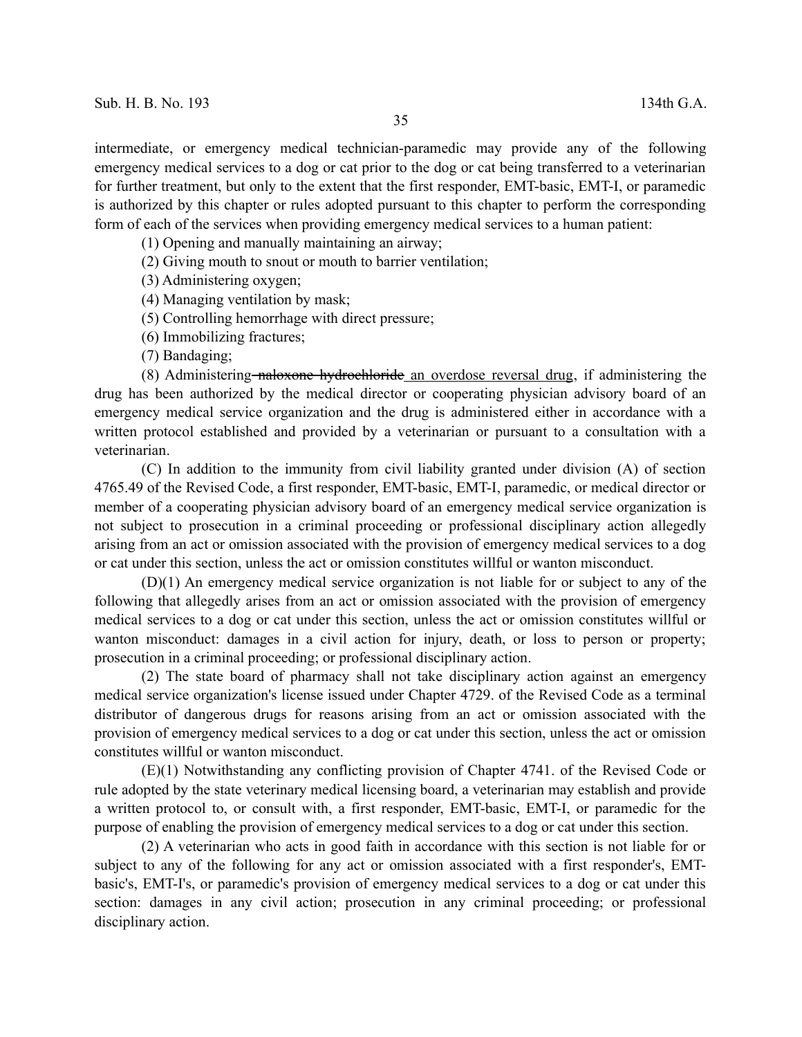intermediate, or emergency medical technician-paramedic may provide any of the following emergency medical services to a dog or cat prior to the dog or cat being transferred to a veterinarian for further treatment, but only to the extent that the first responder, EMT-basic, EMT-I, or paramedic is authorized by this chapter or rules adopted pursuant to this chapter to perform the corresponding form of each of the services when providing emergency medical services to a human patient:

(1) Opening and manually maintaining an airway;

(2) Giving mouth to snout or mouth to barrier ventilation;

(3) Administering oxygen;

(4) Managing ventilation by mask;

(5) Controlling hemorrhage with direct pressure;

(6) Immobilizing fractures;

(7) Bandaging;

(8) Administering ~~naloxone hydrochloride~~ <u>an overdose reversal drug</u>, if administering the drug has been authorized by the medical director or cooperating physician advisory board of an emergency medical service organization and the drug is administered either in accordance with a written protocol established and provided by a veterinarian or pursuant to a consultation with a veterinarian.

(C) In addition to the immunity from civil liability granted under division (A) of section 4765.49 of the Revised Code, a first responder, EMT-basic, EMT-I, paramedic, or medical director or member of a cooperating physician advisory board of an emergency medical service organization is not subject to prosecution in a criminal proceeding or professional disciplinary action allegedly arising from an act or omission associated with the provision of emergency medical services to a dog or cat under this section, unless the act or omission constitutes willful or wanton misconduct.

(D)(1) An emergency medical service organization is not liable for or subject to any of the following that allegedly arises from an act or omission associated with the provision of emergency medical services to a dog or cat under this section, unless the act or omission constitutes willful or wanton misconduct: damages in a civil action for injury, death, or loss to person or property; prosecution in a criminal proceeding; or professional disciplinary action.

(2) The state board of pharmacy shall not take disciplinary action against an emergency medical service organization's license issued under Chapter 4729. of the Revised Code as a terminal distributor of dangerous drugs for reasons arising from an act or omission associated with the provision of emergency medical services to a dog or cat under this section, unless the act or omission constitutes willful or wanton misconduct.

(E)(1) Notwithstanding any conflicting provision of Chapter 4741. of the Revised Code or rule adopted by the state veterinary medical licensing board, a veterinarian may establish and provide a written protocol to, or consult with, a first responder, EMT-basic, EMT-I, or paramedic for the purpose of enabling the provision of emergency medical services to a dog or cat under this section.

(2) A veterinarian who acts in good faith in accordance with this section is not liable for or subject to any of the following for any act or omission associated with a first responder's, EMT-basic's, EMT-I's, or paramedic's provision of emergency medical services to a dog or cat under this section: damages in any civil action; prosecution in any criminal proceeding; or professional disciplinary action.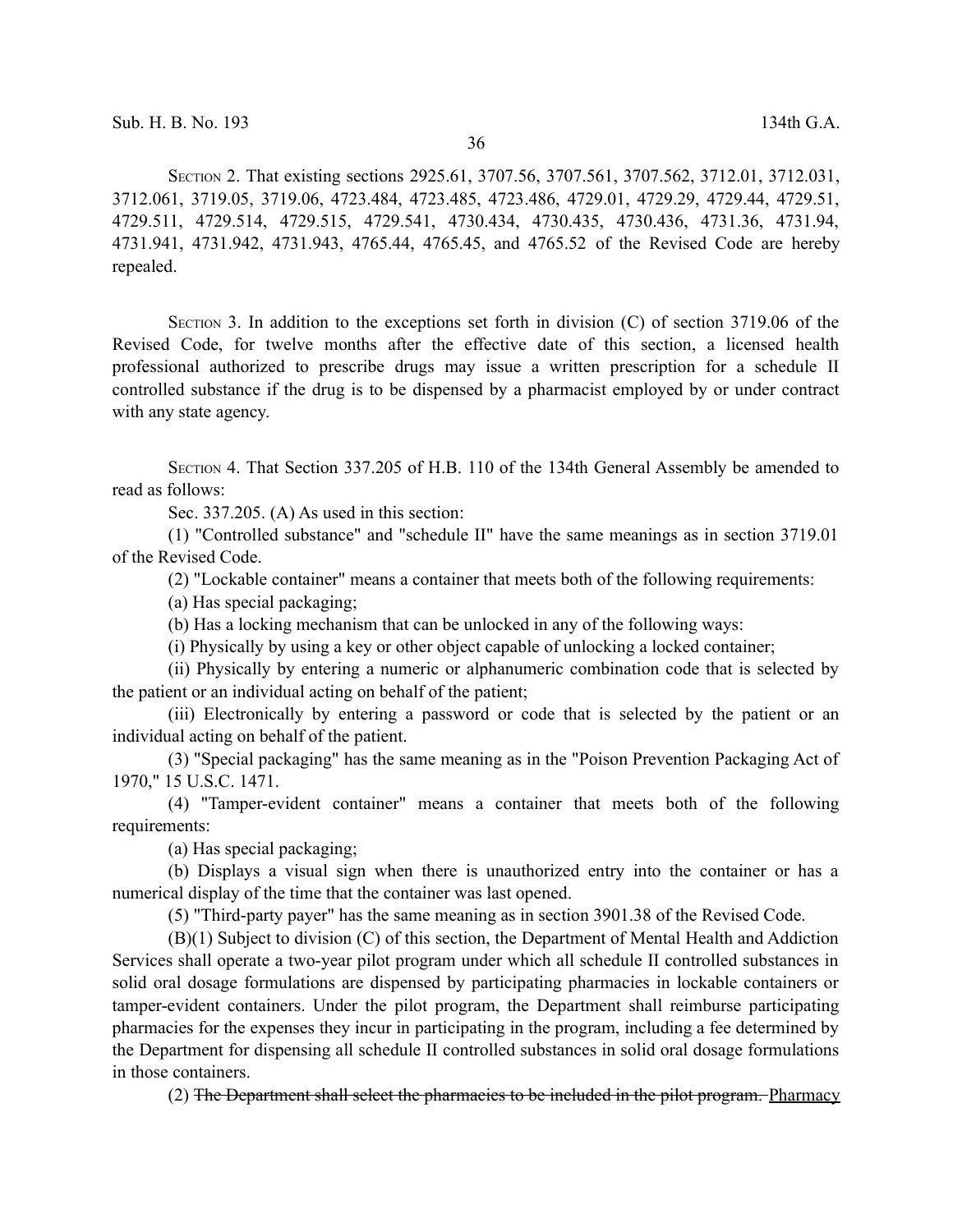SECTION 2. That existing sections 2925.61, 3707.56, 3707.561, 3707.562, 3712.01, 3712.031, 3712.061, 3719.05, 3719.06, 4723.484, 4723.485, 4723.486, 4729.01, 4729.29, 4729.44, 4729.51, 4729.511, 4729.514, 4729.515, 4729.541, 4730.434, 4730.435, 4730.436, 4731.36, 4731.94, 4731.941, 4731.942, 4731.943, 4765.44, 4765.45, and 4765.52 of the Revised Code are hereby repealed.

SECTION 3. In addition to the exceptions set forth in division (C) of section 3719.06 of the Revised Code, for twelve months after the effective date of this section, a licensed health professional authorized to prescribe drugs may issue a written prescription for a schedule II controlled substance if the drug is to be dispensed by a pharmacist employed by or under contract with any state agency.

SECTION 4. That Section 337.205 of H.B. 110 of the 134th General Assembly be amended to read as follows:

Sec. 337.205. (A) As used in this section:

(1) "Controlled substance" and "schedule II" have the same meanings as in section 3719.01 of the Revised Code.

(2) "Lockable container" means a container that meets both of the following requirements:

(a) Has special packaging;

(b) Has a locking mechanism that can be unlocked in any of the following ways:

(i) Physically by using a key or other object capable of unlocking a locked container;

(ii) Physically by entering a numeric or alphanumeric combination code that is selected by the patient or an individual acting on behalf of the patient;

(iii) Electronically by entering a password or code that is selected by the patient or an individual acting on behalf of the patient.

(3) "Special packaging" has the same meaning as in the "Poison Prevention Packaging Act of 1970," 15 U.S.C. 1471.

(4) "Tamper-evident container" means a container that meets both of the following requirements:

(a) Has special packaging;

(b) Displays a visual sign when there is unauthorized entry into the container or has a numerical display of the time that the container was last opened.

(5) "Third-party payer" has the same meaning as in section 3901.38 of the Revised Code.

(B)(1) Subject to division (C) of this section, the Department of Mental Health and Addiction Services shall operate a two-year pilot program under which all schedule II controlled substances in solid oral dosage formulations are dispensed by participating pharmacies in lockable containers or tamper-evident containers. Under the pilot program, the Department shall reimburse participating pharmacies for the expenses they incur in participating in the program, including a fee determined by the Department for dispensing all schedule II controlled substances in solid oral dosage formulations in those containers.

(2) ~~The Department shall select the pharmacies to be included in the pilot program.~~ Pharmacy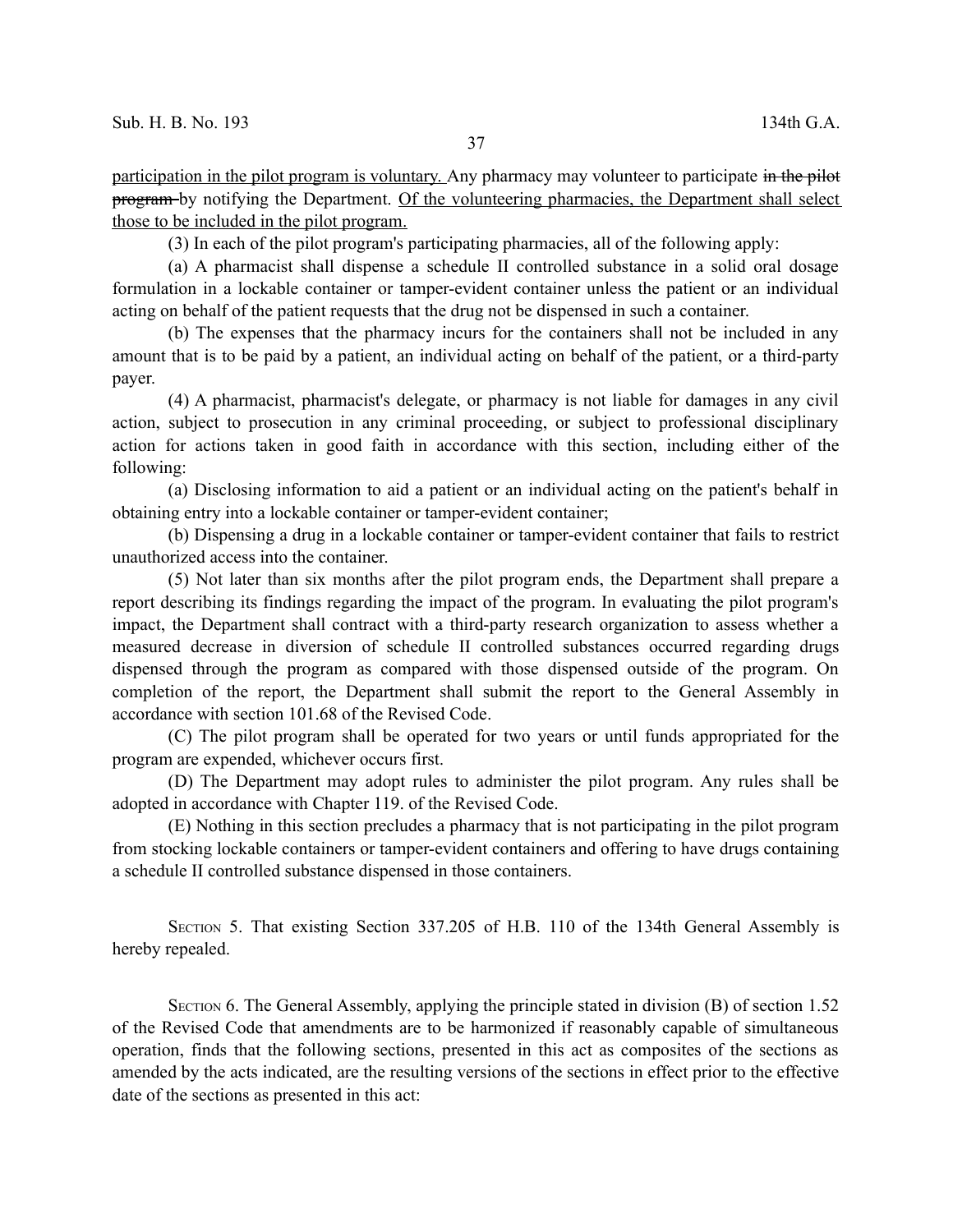participation in the pilot program is voluntary. Any pharmacy may volunteer to participate ~~in the pilot program~~ by notifying the Department. Of the volunteering pharmacies, the Department shall select those to be included in the pilot program.

(3) In each of the pilot program's participating pharmacies, all of the following apply:

(a) A pharmacist shall dispense a schedule II controlled substance in a solid oral dosage formulation in a lockable container or tamper-evident container unless the patient or an individual acting on behalf of the patient requests that the drug not be dispensed in such a container.

(b) The expenses that the pharmacy incurs for the containers shall not be included in any amount that is to be paid by a patient, an individual acting on behalf of the patient, or a third-party payer.

(4) A pharmacist, pharmacist's delegate, or pharmacy is not liable for damages in any civil action, subject to prosecution in any criminal proceeding, or subject to professional disciplinary action for actions taken in good faith in accordance with this section, including either of the following:

(a) Disclosing information to aid a patient or an individual acting on the patient's behalf in obtaining entry into a lockable container or tamper-evident container;

(b) Dispensing a drug in a lockable container or tamper-evident container that fails to restrict unauthorized access into the container.

(5) Not later than six months after the pilot program ends, the Department shall prepare a report describing its findings regarding the impact of the program. In evaluating the pilot program's impact, the Department shall contract with a third-party research organization to assess whether a measured decrease in diversion of schedule II controlled substances occurred regarding drugs dispensed through the program as compared with those dispensed outside of the program. On completion of the report, the Department shall submit the report to the General Assembly in accordance with section 101.68 of the Revised Code.

(C) The pilot program shall be operated for two years or until funds appropriated for the program are expended, whichever occurs first.

(D) The Department may adopt rules to administer the pilot program. Any rules shall be adopted in accordance with Chapter 119. of the Revised Code.

(E) Nothing in this section precludes a pharmacy that is not participating in the pilot program from stocking lockable containers or tamper-evident containers and offering to have drugs containing a schedule II controlled substance dispensed in those containers.

SECTION 5. That existing Section 337.205 of H.B. 110 of the 134th General Assembly is hereby repealed.

SECTION 6. The General Assembly, applying the principle stated in division (B) of section 1.52 of the Revised Code that amendments are to be harmonized if reasonably capable of simultaneous operation, finds that the following sections, presented in this act as composites of the sections as amended by the acts indicated, are the resulting versions of the sections in effect prior to the effective date of the sections as presented in this act: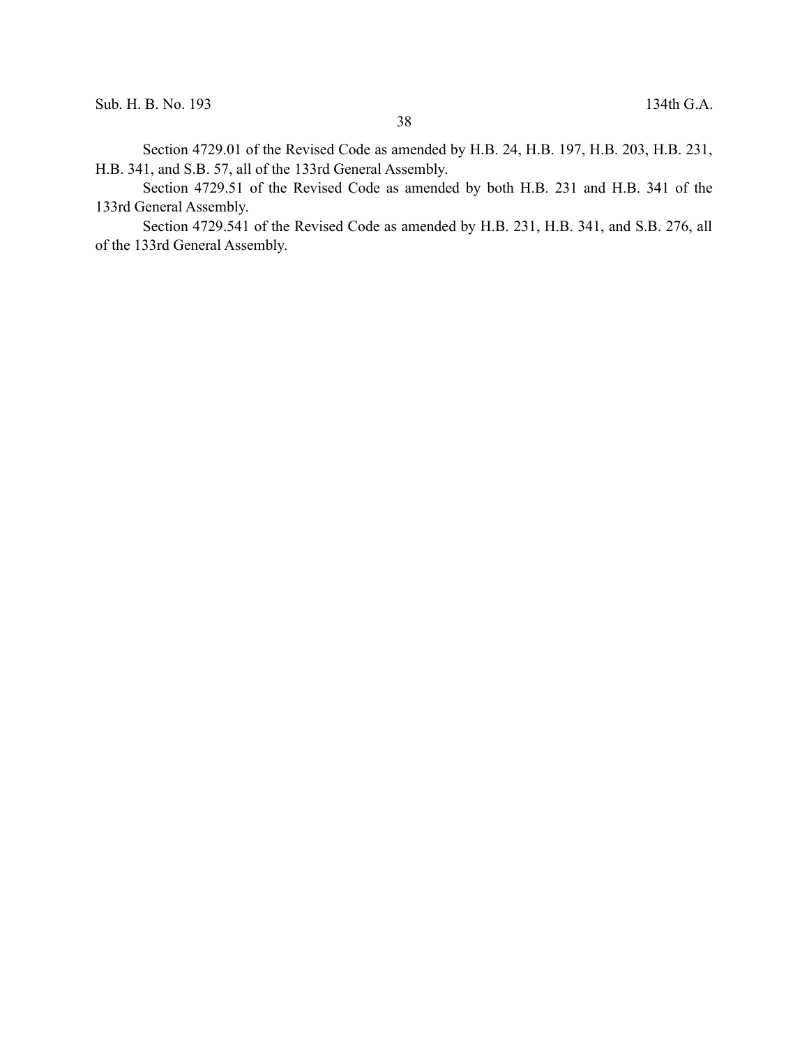Section 4729.01 of the Revised Code as amended by H.B. 24, H.B. 197, H.B. 203, H.B. 231, H.B. 341, and S.B. 57, all of the 133rd General Assembly.

Section 4729.51 of the Revised Code as amended by both H.B. 231 and H.B. 341 of the 133rd General Assembly.

Section 4729.541 of the Revised Code as amended by H.B. 231, H.B. 341, and S.B. 276, all of the 133rd General Assembly.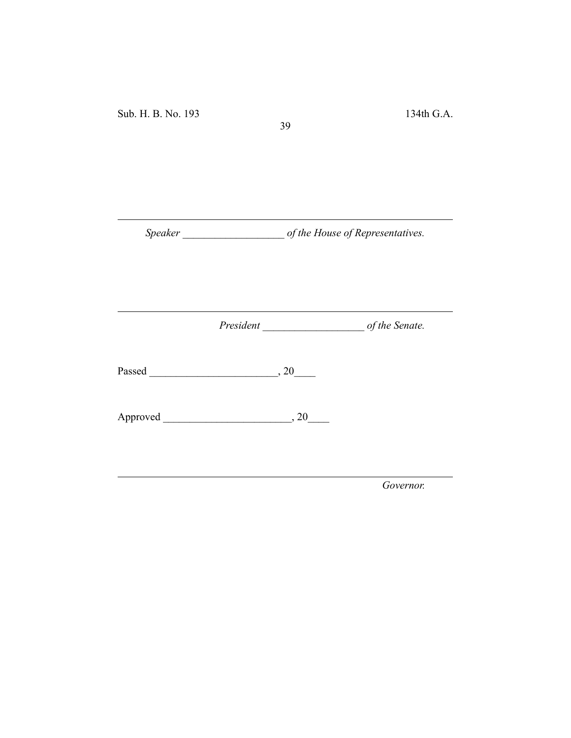_______________________________________________

*Speaker* ___________________ *of the House of Representatives.*

_______________________________________________

*President* ___________________ *of the Senate.*

Passed ________________________, 20____

Approved ________________________, 20____

_______________________________________________

*Governor.*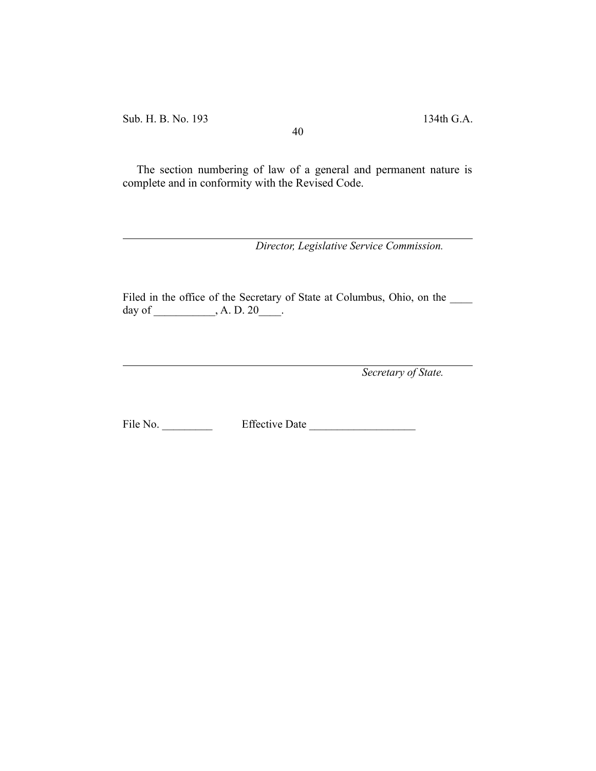The section numbering of law of a general and permanent nature is complete and in conformity with the Revised Code.

______________________________________________
*Director, Legislative Service Commission.*

Filed in the office of the Secretary of State at Columbus, Ohio, on the ____ day of ___________, A. D. 20____.

______________________________________________
*Secretary of State.*

File No. _________ Effective Date ___________________